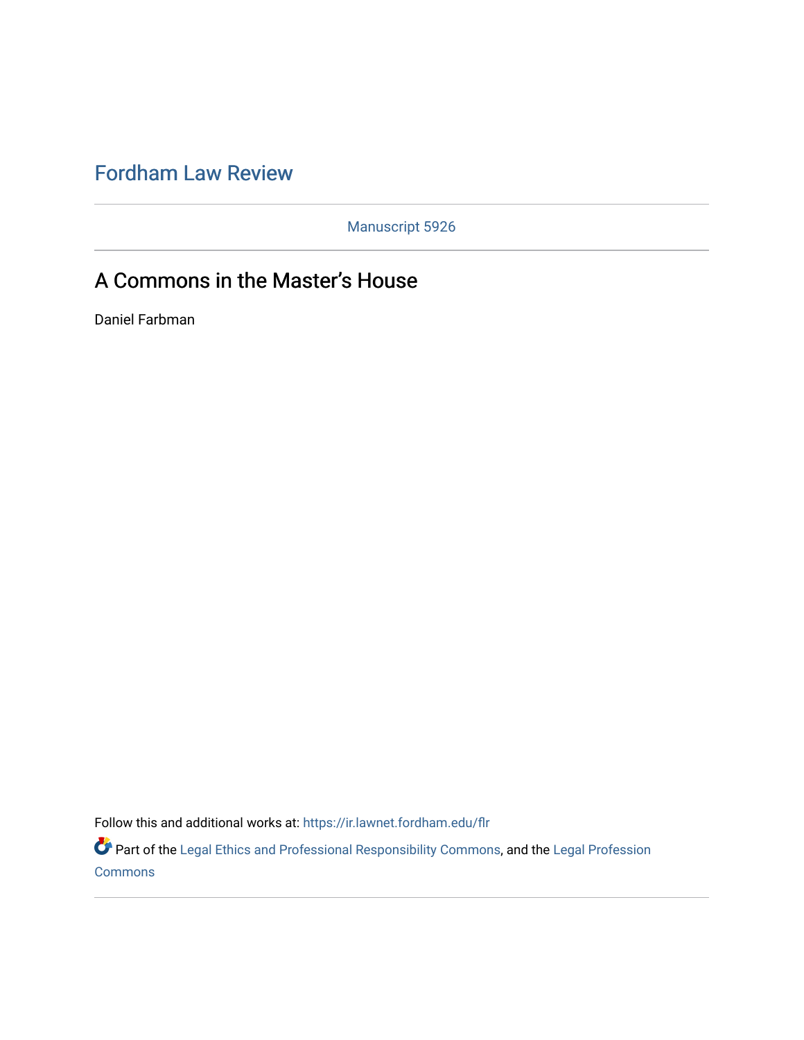# Fordham Law Review

Manuscript 5926

## A Commons in the Master's House

Daniel Farbman

Follow this and additional works at: https://ir.lawnet.fordham.edu/flr

Part of the Legal Ethics and Professional Responsibility Commons, and the Legal Profession Commons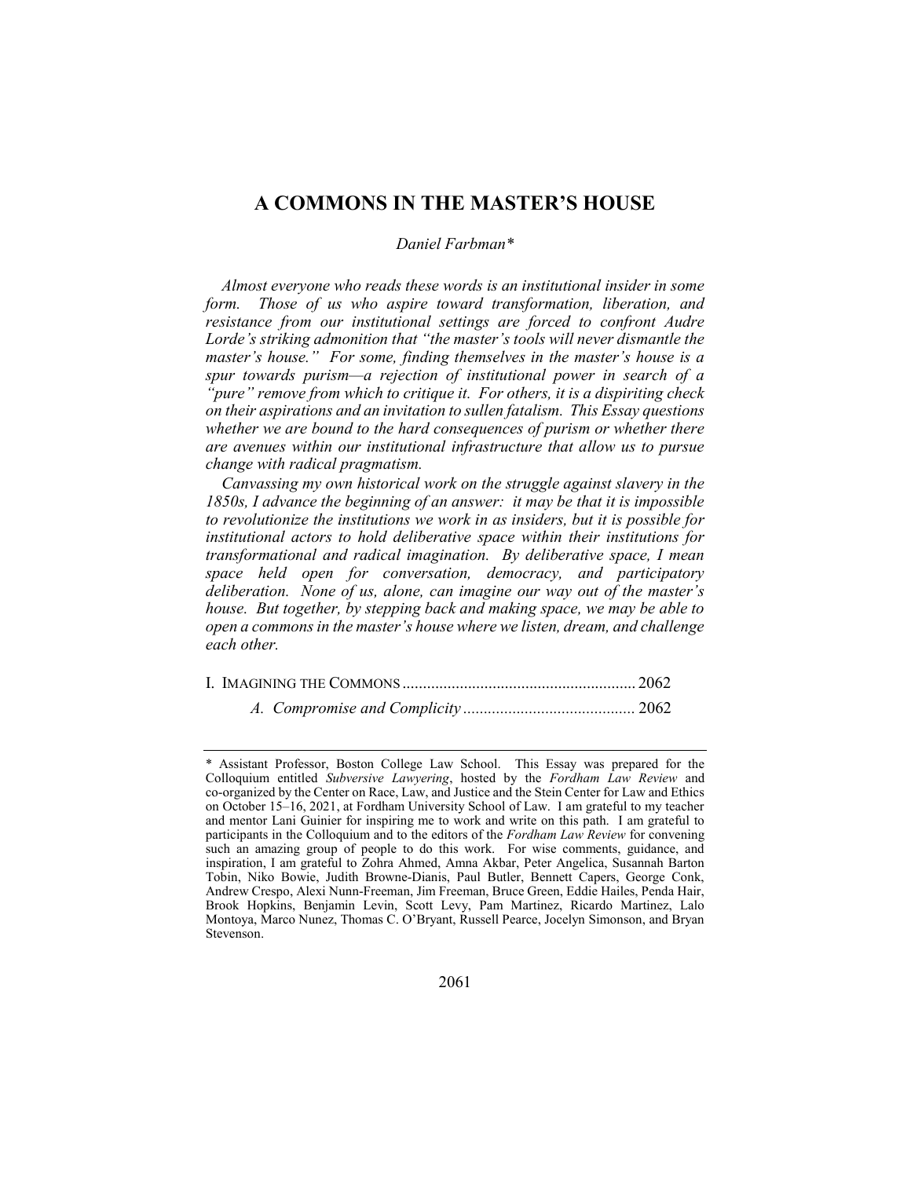# A COMMONS IN THE MASTER'S HOUSE

*Daniel Farbman\**

*Almost everyone who reads these words is an institutional insider in some form. Those of us who aspire toward transformation, liberation, and resistance from our institutional settings are forced to confront Audre Lorde's striking admonition that "the master's tools will never dismantle the master's house." For some, finding themselves in the master's house is a spur towards purism—a rejection of institutional power in search of a "pure" remove from which to critique it. For others, it is a dispiriting check on their aspirations and an invitation to sullen fatalism. This Essay questions whether we are bound to the hard consequences of purism or whether there are avenues within our institutional infrastructure that allow us to pursue change with radical pragmatism.*

*Canvassing my own historical work on the struggle against slavery in the 1850s, I advance the beginning of an answer: it may be that it is impossible to revolutionize the institutions we work in as insiders, but it is possible for institutional actors to hold deliberative space within their institutions for transformational and radical imagination. By deliberative space, I mean space held open for conversation, democracy, and participatory deliberation. None of us, alone, can imagine our way out of the master's house. But together, by stepping back and making space, we may be able to open a commons in the master's house where we listen, dream, and challenge each other.*

I. IMAGINING THE COMMONS ........................................................ 2062

*A. Compromise and Complicity* ........................................ 2062

---

\* Assistant Professor, Boston College Law School. This Essay was prepared for the Colloquium entitled *Subversive Lawyering*, hosted by the *Fordham Law Review* and co-organized by the Center on Race, Law, and Justice and the Stein Center for Law and Ethics on October 15–16, 2021, at Fordham University School of Law. I am grateful to my teacher and mentor Lani Guinier for inspiring me to work and write on this path. I am grateful to participants in the Colloquium and to the editors of the *Fordham Law Review* for convening such an amazing group of people to do this work. For wise comments, guidance, and inspiration, I am grateful to Zohra Ahmed, Amna Akbar, Peter Angelica, Susannah Barton Tobin, Niko Bowie, Judith Browne-Dianis, Paul Butler, Bennett Capers, George Conk, Andrew Crespo, Alexi Nunn-Freeman, Jim Freeman, Bruce Green, Eddie Hailes, Penda Hair, Brook Hopkins, Benjamin Levin, Scott Levy, Pam Martinez, Ricardo Martinez, Lalo Montoya, Marco Nunez, Thomas C. O'Bryant, Russell Pearce, Jocelyn Simonson, and Bryan Stevenson.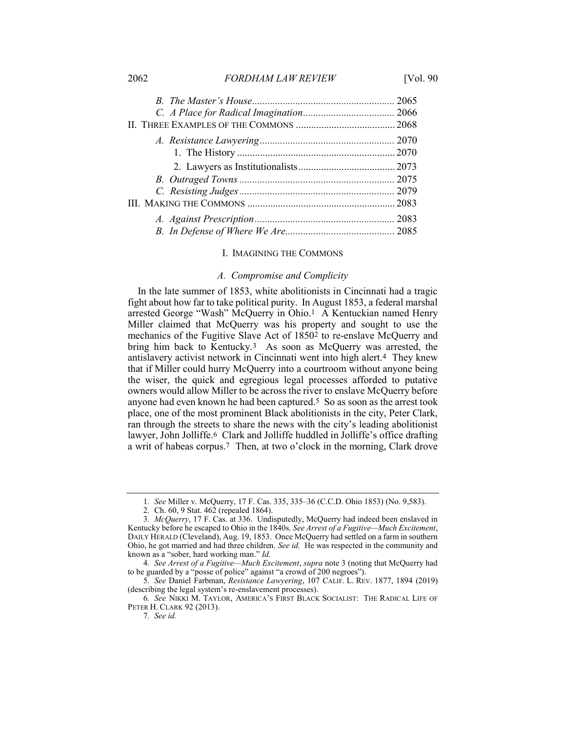*B. The Master's House* ........................................................ 2065

*C. A Place for Radical Imagination* .................................... 2066

II. THREE EXAMPLES OF THE COMMONS ........................................ 2068

*A. Resistance Lawyering* ..................................................... 2070

1. The History ............................................................... 2070

2. Lawyers as Institutionalists ...................................... 2073

*B. Outraged Towns* ............................................................. 2075

*C. Resisting Judges* ............................................................ 2079

III. MAKING THE COMMONS ........................................................... 2083

*A. Against Prescription* ...................................................... 2083

*B. In Defense of Where We Are* ........................................... 2085

## I. IMAGINING THE COMMONS

### *A. Compromise and Complicity*

In the late summer of 1853, white abolitionists in Cincinnati had a tragic fight about how far to take political purity. In August 1853, a federal marshal arrested George "Wash" McQuerry in Ohio.[1] A Kentuckian named Henry Miller claimed that McQuerry was his property and sought to use the mechanics of the Fugitive Slave Act of 1850[2] to re-enslave McQuerry and bring him back to Kentucky.[3] As soon as McQuerry was arrested, the antislavery activist network in Cincinnati went into high alert.[4] They knew that if Miller could hurry McQuerry into a courtroom without anyone being the wiser, the quick and egregious legal processes afforded to putative owners would allow Miller to be across the river to enslave McQuerry before anyone had even known he had been captured.[5] So as soon as the arrest took place, one of the most prominent Black abolitionists in the city, Peter Clark, ran through the streets to share the news with the city's leading abolitionist lawyer, John Jolliffe.[6] Clark and Jolliffe huddled in Jolliffe's office drafting a writ of habeas corpus.[7] Then, at two o'clock in the morning, Clark drove

---

1. *See* Miller v. McQuerry, 17 F. Cas. 335, 335–36 (C.C.D. Ohio 1853) (No. 9,583).

2. Ch. 60, 9 Stat. 462 (repealed 1864).

3. *McQuerry*, 17 F. Cas. at 336. Undisputedly, McQuerry had indeed been enslaved in Kentucky before he escaped to Ohio in the 1840s. *See Arrest of a Fugitive—Much Excitement*, DAILY HERALD (Cleveland), Aug. 19, 1853. Once McQuerry had settled on a farm in southern Ohio, he got married and had three children. *See id.* He was respected in the community and known as a "sober, hard working man." *Id.*

4. *See Arrest of a Fugitive—Much Excitement*, *supra* note 3 (noting that McQuerry had to be guarded by a "posse of police" against "a crowd of 200 negroes").

5. *See* Daniel Farbman, *Resistance Lawyering*, 107 CALIF. L. REV. 1877, 1894 (2019) (describing the legal system's re-enslavement processes).

6. *See* NIKKI M. TAYLOR, AMERICA'S FIRST BLACK SOCIALIST: THE RADICAL LIFE OF PETER H. CLARK 92 (2013).

7. *See id.*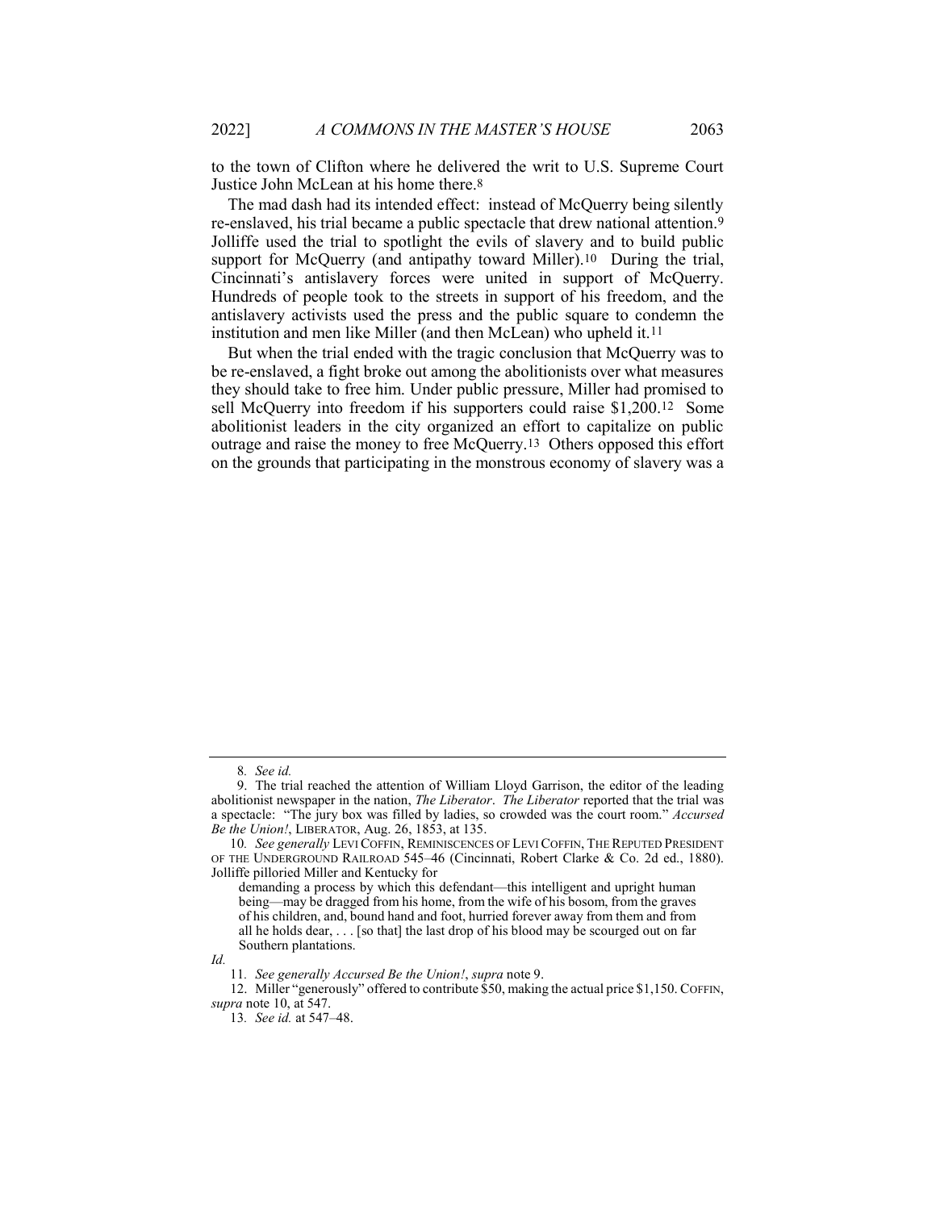to the town of Clifton where he delivered the writ to U.S. Supreme Court Justice John McLean at his home there.[8]

The mad dash had its intended effect: instead of McQuerry being silently re-enslaved, his trial became a public spectacle that drew national attention.[9] Jolliffe used the trial to spotlight the evils of slavery and to build public support for McQuerry (and antipathy toward Miller).[10] During the trial, Cincinnati's antislavery forces were united in support of McQuerry. Hundreds of people took to the streets in support of his freedom, and the antislavery activists used the press and the public square to condemn the institution and men like Miller (and then McLean) who upheld it.[11]

But when the trial ended with the tragic conclusion that McQuerry was to be re-enslaved, a fight broke out among the abolitionists over what measures they should take to free him. Under public pressure, Miller had promised to sell McQuerry into freedom if his supporters could raise $1,200.[12] Some abolitionist leaders in the city organized an effort to capitalize on public outrage and raise the money to free McQuerry.[13] Others opposed this effort on the grounds that participating in the monstrous economy of slavery was a

---

8. *See id.*

9. The trial reached the attention of William Lloyd Garrison, the editor of the leading abolitionist newspaper in the nation, *The Liberator*. *The Liberator* reported that the trial was a spectacle: "The jury box was filled by ladies, so crowded was the court room." *Accursed Be the Union!*, LIBERATOR, Aug. 26, 1853, at 135.

10. *See generally* LEVI COFFIN, REMINISCENCES OF LEVI COFFIN, THE REPUTED PRESIDENT OF THE UNDERGROUND RAILROAD 545–46 (Cincinnati, Robert Clarke & Co. 2d ed., 1880). Jolliffe pilloried Miller and Kentucky for

> demanding a process by which this defendant—this intelligent and upright human being—may be dragged from his home, from the wife of his bosom, from the graves of his children, and, bound hand and foot, hurried forever away from them and from all he holds dear, . . . [so that] the last drop of his blood may be scourged out on far Southern plantations.

*Id.*

11. *See generally Accursed Be the Union!*, *supra* note 9.

12. Miller "generously" offered to contribute $50, making the actual price $1,150. COFFIN, *supra* note 10, at 547.

13. *See id.* at 547–48.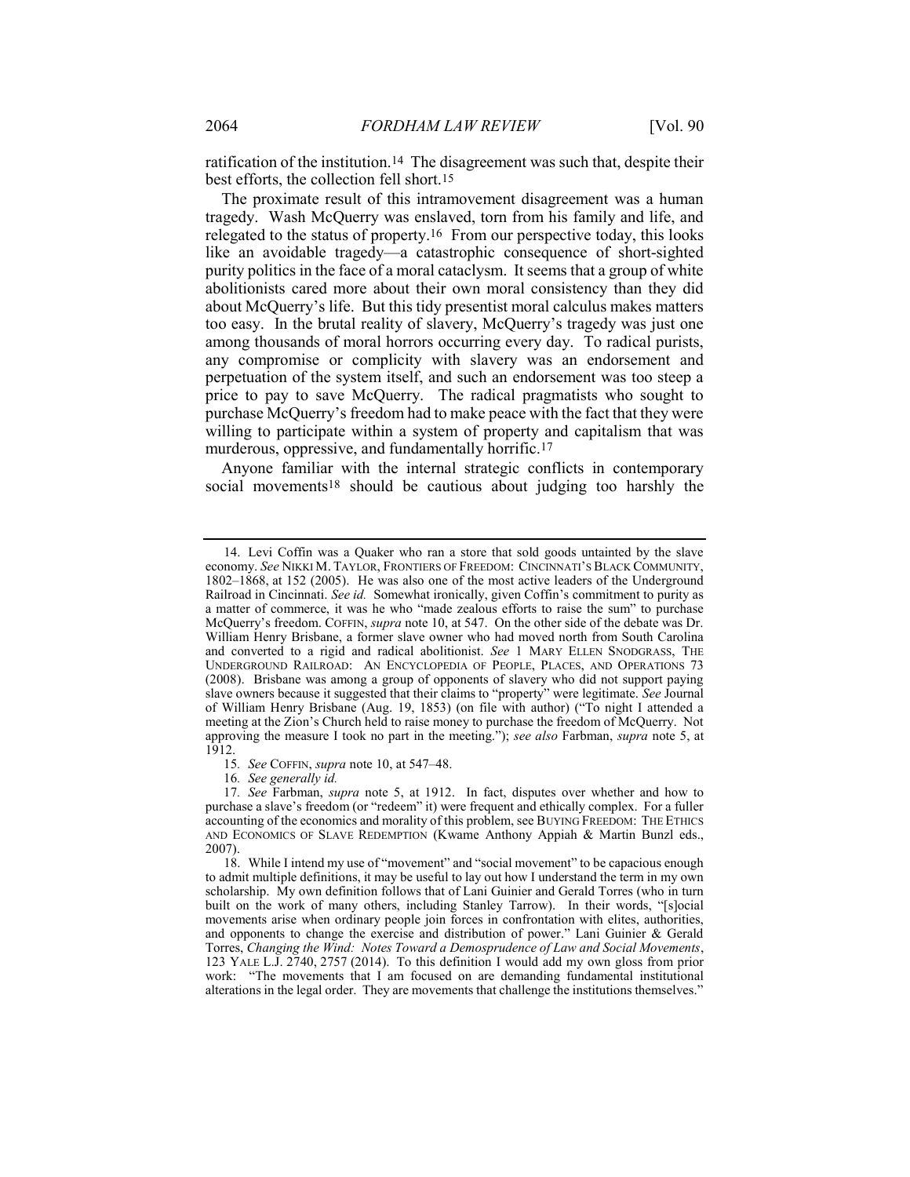ratification of the institution.[14] The disagreement was such that, despite their best efforts, the collection fell short.[15]

The proximate result of this intramovement disagreement was a human tragedy. Wash McQuerry was enslaved, torn from his family and life, and relegated to the status of property.[16] From our perspective today, this looks like an avoidable tragedy—a catastrophic consequence of short-sighted purity politics in the face of a moral cataclysm. It seems that a group of white abolitionists cared more about their own moral consistency than they did about McQuerry's life. But this tidy presentist moral calculus makes matters too easy. In the brutal reality of slavery, McQuerry's tragedy was just one among thousands of moral horrors occurring every day. To radical purists, any compromise or complicity with slavery was an endorsement and perpetuation of the system itself, and such an endorsement was too steep a price to pay to save McQuerry. The radical pragmatists who sought to purchase McQuerry's freedom had to make peace with the fact that they were willing to participate within a system of property and capitalism that was murderous, oppressive, and fundamentally horrific.[17]

Anyone familiar with the internal strategic conflicts in contemporary social movements[18] should be cautious about judging too harshly the

---

14. Levi Coffin was a Quaker who ran a store that sold goods untainted by the slave economy. *See* NIKKI M. TAYLOR, FRONTIERS OF FREEDOM: CINCINNATI'S BLACK COMMUNITY, 1802–1868, at 152 (2005). He was also one of the most active leaders of the Underground Railroad in Cincinnati. *See id.* Somewhat ironically, given Coffin's commitment to purity as a matter of commerce, it was he who "made zealous efforts to raise the sum" to purchase McQuerry's freedom. COFFIN, *supra* note 10, at 547. On the other side of the debate was Dr. William Henry Brisbane, a former slave owner who had moved north from South Carolina and converted to a rigid and radical abolitionist. *See* 1 MARY ELLEN SNODGRASS, THE UNDERGROUND RAILROAD: AN ENCYCLOPEDIA OF PEOPLE, PLACES, AND OPERATIONS 73 (2008). Brisbane was among a group of opponents of slavery who did not support paying slave owners because it suggested that their claims to "property" were legitimate. *See* Journal of William Henry Brisbane (Aug. 19, 1853) (on file with author) ("To night I attended a meeting at the Zion's Church held to raise money to purchase the freedom of McQuerry. Not approving the measure I took no part in the meeting."); *see also* Farbman, *supra* note 5, at 1912.

15. *See* COFFIN, *supra* note 10, at 547–48.

16. *See generally id.*

17. *See* Farbman, *supra* note 5, at 1912. In fact, disputes over whether and how to purchase a slave's freedom (or "redeem" it) were frequent and ethically complex. For a fuller accounting of the economics and morality of this problem, see BUYING FREEDOM: THE ETHICS AND ECONOMICS OF SLAVE REDEMPTION (Kwame Anthony Appiah & Martin Bunzl eds., 2007).

18. While I intend my use of "movement" and "social movement" to be capacious enough to admit multiple definitions, it may be useful to lay out how I understand the term in my own scholarship. My own definition follows that of Lani Guinier and Gerald Torres (who in turn built on the work of many others, including Stanley Tarrow). In their words, "[s]ocial movements arise when ordinary people join forces in confrontation with elites, authorities, and opponents to change the exercise and distribution of power." Lani Guinier & Gerald Torres, *Changing the Wind: Notes Toward a Demosprudence of Law and Social Movements*, 123 YALE L.J. 2740, 2757 (2014). To this definition I would add my own gloss from prior work: "The movements that I am focused on are demanding fundamental institutional alterations in the legal order. They are movements that challenge the institutions themselves."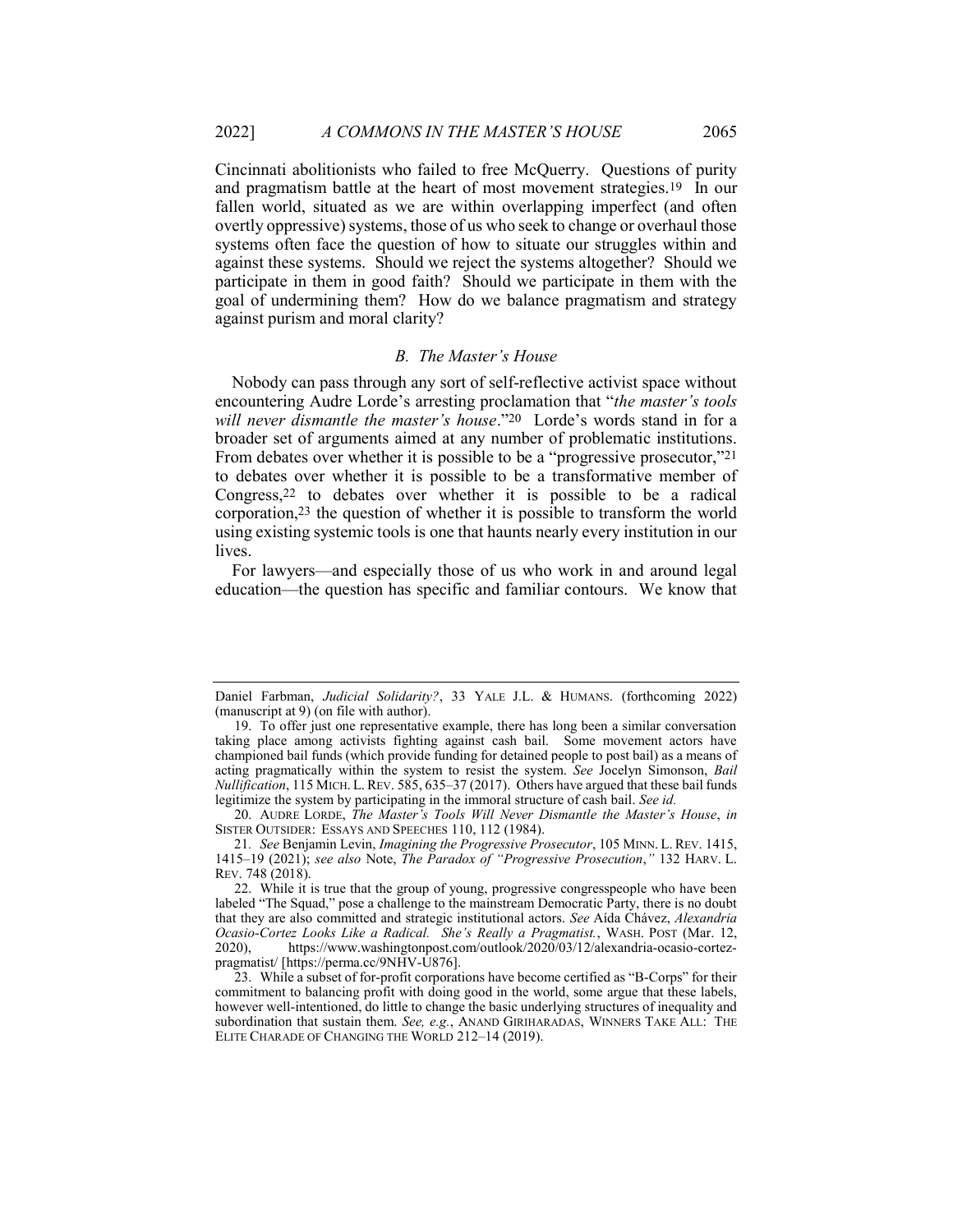Cincinnati abolitionists who failed to free McQuerry. Questions of purity and pragmatism battle at the heart of most movement strategies.[19] In our fallen world, situated as we are within overlapping imperfect (and often overtly oppressive) systems, those of us who seek to change or overhaul those systems often face the question of how to situate our struggles within and against these systems. Should we reject the systems altogether? Should we participate in them in good faith? Should we participate in them with the goal of undermining them? How do we balance pragmatism and strategy against purism and moral clarity?

### *B. The Master's House*

Nobody can pass through any sort of self-reflective activist space without encountering Audre Lorde's arresting proclamation that "*the master's tools will never dismantle the master's house*."[20] Lorde's words stand in for a broader set of arguments aimed at any number of problematic institutions. From debates over whether it is possible to be a "progressive prosecutor,"[21] to debates over whether it is possible to be a transformative member of Congress,[22] to debates over whether it is possible to be a radical corporation,[23] the question of whether it is possible to transform the world using existing systemic tools is one that haunts nearly every institution in our lives.

For lawyers—and especially those of us who work in and around legal education—the question has specific and familiar contours. We know that

---

Daniel Farbman, *Judicial Solidarity?*, 33 YALE J.L. & HUMANS. (forthcoming 2022) (manuscript at 9) (on file with author).

19. To offer just one representative example, there has long been a similar conversation taking place among activists fighting against cash bail. Some movement actors have championed bail funds (which provide funding for detained people to post bail) as a means of acting pragmatically within the system to resist the system. *See* Jocelyn Simonson, *Bail Nullification*, 115 MICH. L. REV. 585, 635–37 (2017). Others have argued that these bail funds legitimize the system by participating in the immoral structure of cash bail. *See id.*

20. AUDRE LORDE, *The Master's Tools Will Never Dismantle the Master's House*, *in* SISTER OUTSIDER: ESSAYS AND SPEECHES 110, 112 (1984).

21. *See* Benjamin Levin, *Imagining the Progressive Prosecutor*, 105 MINN. L. REV. 1415, 1415–19 (2021); *see also* Note, *The Paradox of "Progressive Prosecution*,*"* 132 HARV. L. REV. 748 (2018).

22. While it is true that the group of young, progressive congresspeople who have been labeled "The Squad," pose a challenge to the mainstream Democratic Party, there is no doubt that they are also committed and strategic institutional actors. *See* Aída Chávez, *Alexandria Ocasio-Cortez Looks Like a Radical. She's Really a Pragmatist.*, WASH. POST (Mar. 12, 2020), https://www.washingtonpost.com/outlook/2020/03/12/alexandria-ocasio-cortez-pragmatist/ [https://perma.cc/9NHV-U876].

23. While a subset of for-profit corporations have become certified as "B-Corps" for their commitment to balancing profit with doing good in the world, some argue that these labels, however well-intentioned, do little to change the basic underlying structures of inequality and subordination that sustain them. *See, e.g.*, ANAND GIRIHARADAS, WINNERS TAKE ALL: THE ELITE CHARADE OF CHANGING THE WORLD 212–14 (2019).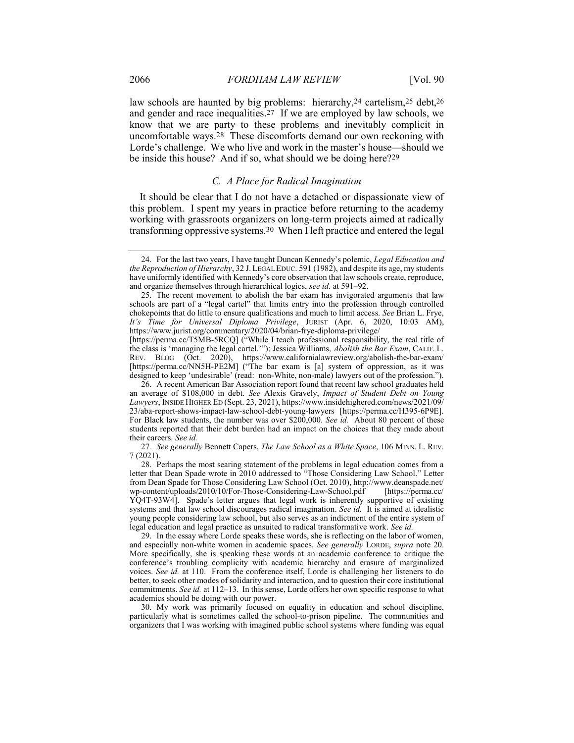law schools are haunted by big problems: hierarchy,[24] cartelism,[25] debt,[26] and gender and race inequalities.[27] If we are employed by law schools, we know that we are party to these problems and inevitably complicit in uncomfortable ways.[28] These discomforts demand our own reckoning with Lorde's challenge. We who live and work in the master's house—should we be inside this house? And if so, what should we be doing here?[29]

### *C. A Place for Radical Imagination*

It should be clear that I do not have a detached or dispassionate view of this problem. I spent my years in practice before returning to the academy working with grassroots organizers on long-term projects aimed at radically transforming oppressive systems.[30] When I left practice and entered the legal

---

24. For the last two years, I have taught Duncan Kennedy's polemic, *Legal Education and the Reproduction of Hierarchy*, 32 J. LEGAL EDUC. 591 (1982), and despite its age, my students have uniformly identified with Kennedy's core observation that law schools create, reproduce, and organize themselves through hierarchical logics, *see id.* at 591–92.

25. The recent movement to abolish the bar exam has invigorated arguments that law schools are part of a "legal cartel" that limits entry into the profession through controlled chokepoints that do little to ensure qualifications and much to limit access. *See* Brian L. Frye, *It's Time for Universal Diploma Privilege*, JURIST (Apr. 6, 2020, 10:03 AM), https://www.jurist.org/commentary/2020/04/brian-frye-diploma-privilege/ [https://perma.cc/T5MB-5RCQ] ("While I teach professional responsibility, the real title of the class is 'managing the legal cartel.'"); Jessica Williams, *Abolish the Bar Exam*, CALIF. L. REV. BLOG (Oct. 2020), https://www.californialawreview.org/abolish-the-bar-exam/ [https://perma.cc/NN5H-PE2M] ("The bar exam is [a] system of oppression, as it was designed to keep 'undesirable' (read: non-White, non-male) lawyers out of the profession.").

26. A recent American Bar Association report found that recent law school graduates held an average of $108,000 in debt. *See* Alexis Gravely, *Impact of Student Debt on Young Lawyers*, INSIDE HIGHER ED (Sept. 23, 2021), https://www.insidehighered.com/news/2021/09/23/aba-report-shows-impact-law-school-debt-young-lawyers [https://perma.cc/H395-6P9E]. For Black law students, the number was over $200,000. *See id.* About 80 percent of these students reported that their debt burden had an impact on the choices that they made about their careers. *See id.*

27. *See generally* Bennett Capers, *The Law School as a White Space*, 106 MINN. L. REV. 7 (2021).

28. Perhaps the most searing statement of the problems in legal education comes from a letter that Dean Spade wrote in 2010 addressed to "Those Considering Law School." Letter from Dean Spade for Those Considering Law School (Oct. 2010), http://www.deanspade.net/wp-content/uploads/2010/10/For-Those-Considering-Law-School.pdf [https://perma.cc/YQ4T-93W4]. Spade's letter argues that legal work is inherently supportive of existing systems and that law school discourages radical imagination. *See id.* It is aimed at idealistic young people considering law school, but also serves as an indictment of the entire system of legal education and legal practice as unsuited to radical transformative work. *See id.*

29. In the essay where Lorde speaks these words, she is reflecting on the labor of women, and especially non-white women in academic spaces. *See generally* LORDE, *supra* note 20. More specifically, she is speaking these words at an academic conference to critique the conference's troubling complicity with academic hierarchy and erasure of marginalized voices. *See id.* at 110. From the conference itself, Lorde is challenging her listeners to do better, to seek other modes of solidarity and interaction, and to question their core institutional commitments. *See id.* at 112–13. In this sense, Lorde offers her own specific response to what academics should be doing with our power.

30. My work was primarily focused on equality in education and school discipline, particularly what is sometimes called the school-to-prison pipeline. The communities and organizers that I was working with imagined public school systems where funding was equal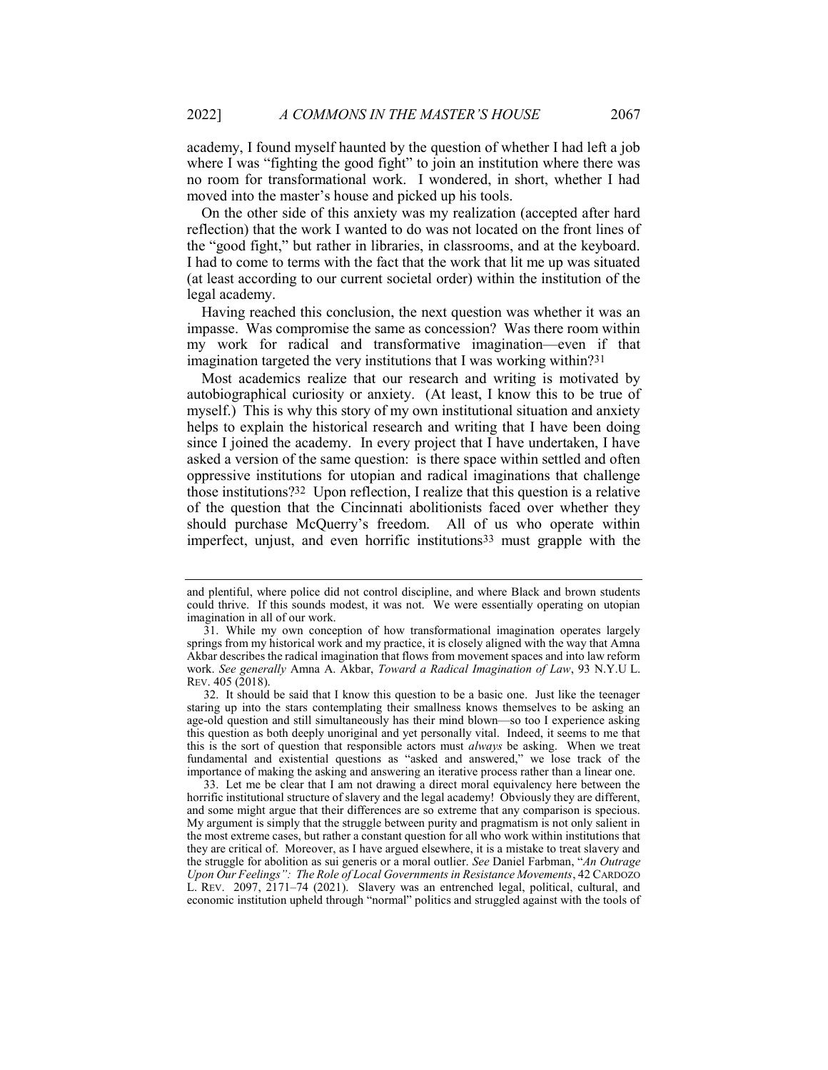academy, I found myself haunted by the question of whether I had left a job where I was "fighting the good fight" to join an institution where there was no room for transformational work. I wondered, in short, whether I had moved into the master's house and picked up his tools.

On the other side of this anxiety was my realization (accepted after hard reflection) that the work I wanted to do was not located on the front lines of the "good fight," but rather in libraries, in classrooms, and at the keyboard. I had to come to terms with the fact that the work that lit me up was situated (at least according to our current societal order) within the institution of the legal academy.

Having reached this conclusion, the next question was whether it was an impasse. Was compromise the same as concession? Was there room within my work for radical and transformative imagination—even if that imagination targeted the very institutions that I was working within?[31]

Most academics realize that our research and writing is motivated by autobiographical curiosity or anxiety. (At least, I know this to be true of myself.) This is why this story of my own institutional situation and anxiety helps to explain the historical research and writing that I have been doing since I joined the academy. In every project that I have undertaken, I have asked a version of the same question: is there space within settled and often oppressive institutions for utopian and radical imaginations that challenge those institutions?[32] Upon reflection, I realize that this question is a relative of the question that the Cincinnati abolitionists faced over whether they should purchase McQuerry's freedom. All of us who operate within imperfect, unjust, and even horrific institutions[33] must grapple with the

---

and plentiful, where police did not control discipline, and where Black and brown students could thrive. If this sounds modest, it was not. We were essentially operating on utopian imagination in all of our work.

31. While my own conception of how transformational imagination operates largely springs from my historical work and my practice, it is closely aligned with the way that Amna Akbar describes the radical imagination that flows from movement spaces and into law reform work. *See generally* Amna A. Akbar, *Toward a Radical Imagination of Law*, 93 N.Y.U L. REV. 405 (2018).

32. It should be said that I know this question to be a basic one. Just like the teenager staring up into the stars contemplating their smallness knows themselves to be asking an age-old question and still simultaneously has their mind blown—so too I experience asking this question as both deeply unoriginal and yet personally vital. Indeed, it seems to me that this is the sort of question that responsible actors must *always* be asking. When we treat fundamental and existential questions as "asked and answered," we lose track of the importance of making the asking and answering an iterative process rather than a linear one.

33. Let me be clear that I am not drawing a direct moral equivalency here between the horrific institutional structure of slavery and the legal academy! Obviously they are different, and some might argue that their differences are so extreme that any comparison is specious. My argument is simply that the struggle between purity and pragmatism is not only salient in the most extreme cases, but rather a constant question for all who work within institutions that they are critical of. Moreover, as I have argued elsewhere, it is a mistake to treat slavery and the struggle for abolition as sui generis or a moral outlier. *See* Daniel Farbman, "*An Outrage Upon Our Feelings": The Role of Local Governments in Resistance Movements*, 42 CARDOZO L. REV. 2097, 2171–74 (2021). Slavery was an entrenched legal, political, cultural, and economic institution upheld through "normal" politics and struggled against with the tools of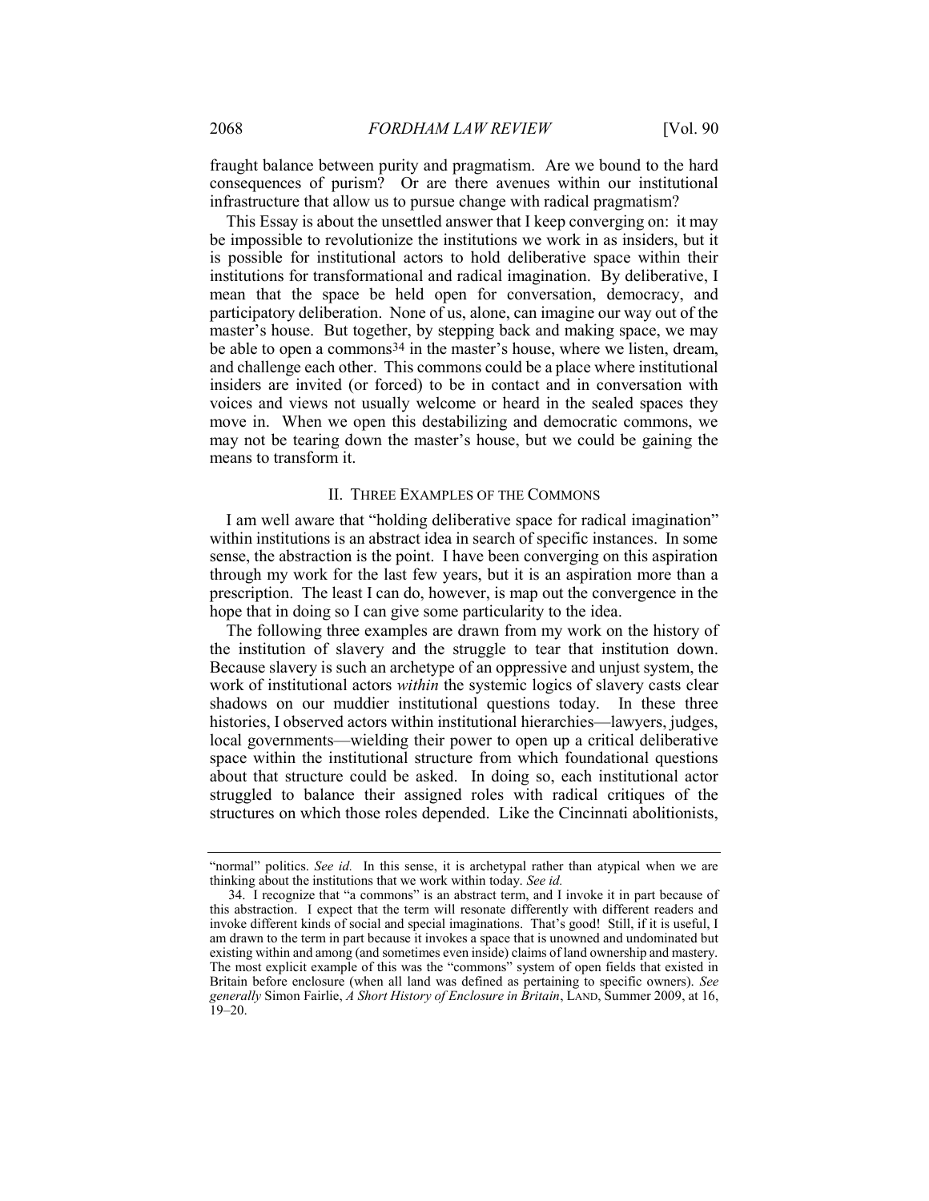fraught balance between purity and pragmatism. Are we bound to the hard consequences of purism? Or are there avenues within our institutional infrastructure that allow us to pursue change with radical pragmatism?

This Essay is about the unsettled answer that I keep converging on: it may be impossible to revolutionize the institutions we work in as insiders, but it is possible for institutional actors to hold deliberative space within their institutions for transformational and radical imagination. By deliberative, I mean that the space be held open for conversation, democracy, and participatory deliberation. None of us, alone, can imagine our way out of the master's house. But together, by stepping back and making space, we may be able to open a commons[34] in the master's house, where we listen, dream, and challenge each other. This commons could be a place where institutional insiders are invited (or forced) to be in contact and in conversation with voices and views not usually welcome or heard in the sealed spaces they move in. When we open this destabilizing and democratic commons, we may not be tearing down the master's house, but we could be gaining the means to transform it.

## II. Three Examples of the Commons

I am well aware that "holding deliberative space for radical imagination" within institutions is an abstract idea in search of specific instances. In some sense, the abstraction is the point. I have been converging on this aspiration through my work for the last few years, but it is an aspiration more than a prescription. The least I can do, however, is map out the convergence in the hope that in doing so I can give some particularity to the idea.

The following three examples are drawn from my work on the history of the institution of slavery and the struggle to tear that institution down. Because slavery is such an archetype of an oppressive and unjust system, the work of institutional actors *within* the systemic logics of slavery casts clear shadows on our muddier institutional questions today. In these three histories, I observed actors within institutional hierarchies—lawyers, judges, local governments—wielding their power to open up a critical deliberative space within the institutional structure from which foundational questions about that structure could be asked. In doing so, each institutional actor struggled to balance their assigned roles with radical critiques of the structures on which those roles depended. Like the Cincinnati abolitionists,

---

"normal" politics. *See id.* In this sense, it is archetypal rather than atypical when we are thinking about the institutions that we work within today. *See id.*

34. I recognize that "a commons" is an abstract term, and I invoke it in part because of this abstraction. I expect that the term will resonate differently with different readers and invoke different kinds of social and special imaginations. That's good! Still, if it is useful, I am drawn to the term in part because it invokes a space that is unowned and undominated but existing within and among (and sometimes even inside) claims of land ownership and mastery. The most explicit example of this was the "commons" system of open fields that existed in Britain before enclosure (when all land was defined as pertaining to specific owners). *See generally* Simon Fairlie, *A Short History of Enclosure in Britain*, LAND, Summer 2009, at 16, 19–20.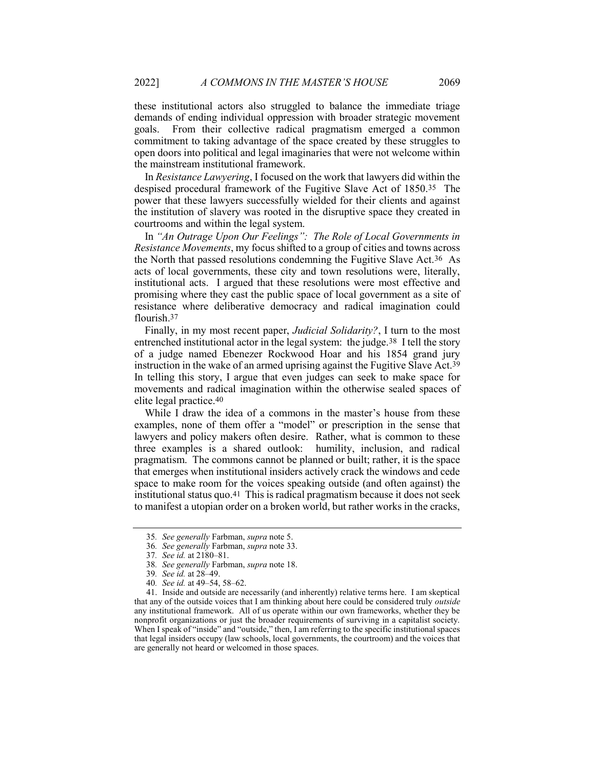these institutional actors also struggled to balance the immediate triage demands of ending individual oppression with broader strategic movement goals. From their collective radical pragmatism emerged a common commitment to taking advantage of the space created by these struggles to open doors into political and legal imaginaries that were not welcome within the mainstream institutional framework.

In *Resistance Lawyering*, I focused on the work that lawyers did within the despised procedural framework of the Fugitive Slave Act of 1850.[35] The power that these lawyers successfully wielded for their clients and against the institution of slavery was rooted in the disruptive space they created in courtrooms and within the legal system.

In *"An Outrage Upon Our Feelings": The Role of Local Governments in Resistance Movements*, my focus shifted to a group of cities and towns across the North that passed resolutions condemning the Fugitive Slave Act.[36] As acts of local governments, these city and town resolutions were, literally, institutional acts. I argued that these resolutions were most effective and promising where they cast the public space of local government as a site of resistance where deliberative democracy and radical imagination could flourish.[37]

Finally, in my most recent paper, *Judicial Solidarity?*, I turn to the most entrenched institutional actor in the legal system: the judge.[38] I tell the story of a judge named Ebenezer Rockwood Hoar and his 1854 grand jury instruction in the wake of an armed uprising against the Fugitive Slave Act.[39] In telling this story, I argue that even judges can seek to make space for movements and radical imagination within the otherwise sealed spaces of elite legal practice.[40]

While I draw the idea of a commons in the master's house from these examples, none of them offer a "model" or prescription in the sense that lawyers and policy makers often desire. Rather, what is common to these three examples is a shared outlook: humility, inclusion, and radical pragmatism. The commons cannot be planned or built; rather, it is the space that emerges when institutional insiders actively crack the windows and cede space to make room for the voices speaking outside (and often against) the institutional status quo.[41] This is radical pragmatism because it does not seek to manifest a utopian order on a broken world, but rather works in the cracks,

---

35. *See generally* Farbman, *supra* note 5.

36. *See generally* Farbman, *supra* note 33.

37. *See id.* at 2180–81.

38. *See generally* Farbman, *supra* note 18.

39. *See id.* at 28–49.

40. *See id.* at 49–54, 58–62.

41. Inside and outside are necessarily (and inherently) relative terms here. I am skeptical that any of the outside voices that I am thinking about here could be considered truly *outside* any institutional framework. All of us operate within our own frameworks, whether they be nonprofit organizations or just the broader requirements of surviving in a capitalist society. When I speak of "inside" and "outside," then, I am referring to the specific institutional spaces that legal insiders occupy (law schools, local governments, the courtroom) and the voices that are generally not heard or welcomed in those spaces.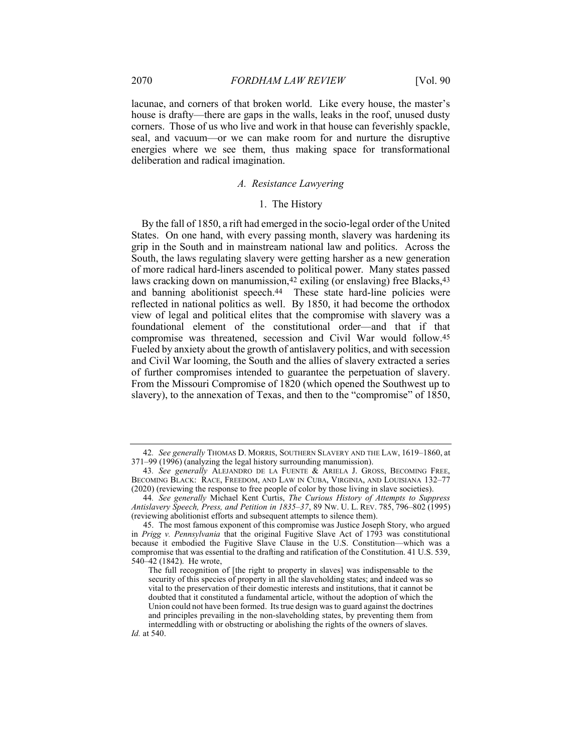lacunae, and corners of that broken world. Like every house, the master's house is drafty—there are gaps in the walls, leaks in the roof, unused dusty corners. Those of us who live and work in that house can feverishly spackle, seal, and vacuum—or we can make room for and nurture the disruptive energies where we see them, thus making space for transformational deliberation and radical imagination.

### *A. Resistance Lawyering*

#### 1. The History

By the fall of 1850, a rift had emerged in the socio-legal order of the United States. On one hand, with every passing month, slavery was hardening its grip in the South and in mainstream national law and politics. Across the South, the laws regulating slavery were getting harsher as a new generation of more radical hard-liners ascended to political power. Many states passed laws cracking down on manumission,[42] exiling (or enslaving) free Blacks,[43] and banning abolitionist speech.[44] These state hard-line policies were reflected in national politics as well. By 1850, it had become the orthodox view of legal and political elites that the compromise with slavery was a foundational element of the constitutional order—and that if that compromise was threatened, secession and Civil War would follow.[45] Fueled by anxiety about the growth of antislavery politics, and with secession and Civil War looming, the South and the allies of slavery extracted a series of further compromises intended to guarantee the perpetuation of slavery. From the Missouri Compromise of 1820 (which opened the Southwest up to slavery), to the annexation of Texas, and then to the "compromise" of 1850,

---

42. *See generally* THOMAS D. MORRIS, SOUTHERN SLAVERY AND THE LAW, 1619–1860, at 371–99 (1996) (analyzing the legal history surrounding manumission).

43. *See generally* ALEJANDRO DE LA FUENTE & ARIELA J. GROSS, BECOMING FREE, BECOMING BLACK: RACE, FREEDOM, AND LAW IN CUBA, VIRGINIA, AND LOUISIANA 132–77 (2020) (reviewing the response to free people of color by those living in slave societies).

44. *See generally* Michael Kent Curtis, *The Curious History of Attempts to Suppress Antislavery Speech, Press, and Petition in 1835–37*, 89 NW. U. L. REV. 785, 796–802 (1995) (reviewing abolitionist efforts and subsequent attempts to silence them).

45. The most famous exponent of this compromise was Justice Joseph Story, who argued in *Prigg v. Pennsylvania* that the original Fugitive Slave Act of 1793 was constitutional because it embodied the Fugitive Slave Clause in the U.S. Constitution—which was a compromise that was essential to the drafting and ratification of the Constitution. 41 U.S. 539, 540–42 (1842). He wrote,

> The full recognition of [the right to property in slaves] was indispensable to the security of this species of property in all the slaveholding states; and indeed was so vital to the preservation of their domestic interests and institutions, that it cannot be doubted that it constituted a fundamental article, without the adoption of which the Union could not have been formed. Its true design was to guard against the doctrines and principles prevailing in the non-slaveholding states, by preventing them from intermeddling with or obstructing or abolishing the rights of the owners of slaves.

*Id.* at 540.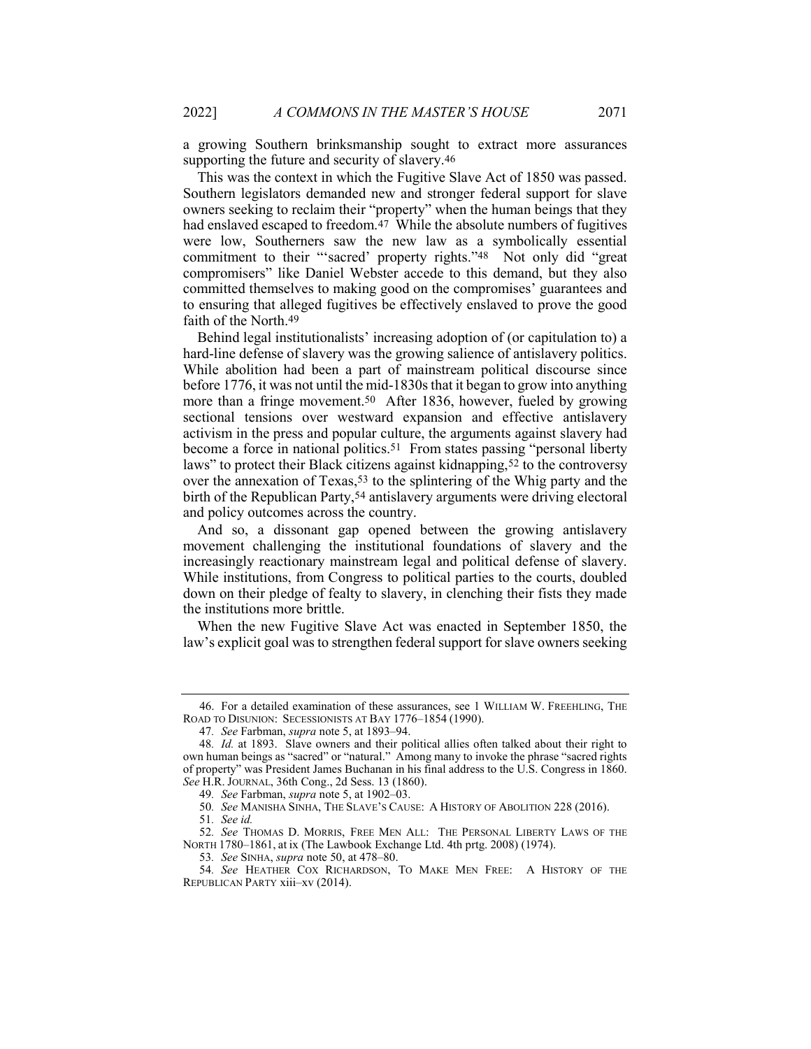a growing Southern brinksmanship sought to extract more assurances supporting the future and security of slavery.[46]

This was the context in which the Fugitive Slave Act of 1850 was passed. Southern legislators demanded new and stronger federal support for slave owners seeking to reclaim their "property" when the human beings that they had enslaved escaped to freedom.[47] While the absolute numbers of fugitives were low, Southerners saw the new law as a symbolically essential commitment to their "'sacred' property rights."[48] Not only did "great compromisers" like Daniel Webster accede to this demand, but they also committed themselves to making good on the compromises' guarantees and to ensuring that alleged fugitives be effectively enslaved to prove the good faith of the North.[49]

Behind legal institutionalists' increasing adoption of (or capitulation to) a hard-line defense of slavery was the growing salience of antislavery politics. While abolition had been a part of mainstream political discourse since before 1776, it was not until the mid-1830s that it began to grow into anything more than a fringe movement.[50] After 1836, however, fueled by growing sectional tensions over westward expansion and effective antislavery activism in the press and popular culture, the arguments against slavery had become a force in national politics.[51] From states passing "personal liberty laws" to protect their Black citizens against kidnapping,[52] to the controversy over the annexation of Texas,[53] to the splintering of the Whig party and the birth of the Republican Party,[54] antislavery arguments were driving electoral and policy outcomes across the country.

And so, a dissonant gap opened between the growing antislavery movement challenging the institutional foundations of slavery and the increasingly reactionary mainstream legal and political defense of slavery. While institutions, from Congress to political parties to the courts, doubled down on their pledge of fealty to slavery, in clenching their fists they made the institutions more brittle.

When the new Fugitive Slave Act was enacted in September 1850, the law's explicit goal was to strengthen federal support for slave owners seeking

---

46. For a detailed examination of these assurances, see 1 WILLIAM W. FREEHLING, THE ROAD TO DISUNION: SECESSIONISTS AT BAY 1776–1854 (1990).

47. *See* Farbman, *supra* note 5, at 1893–94.

48. *Id.* at 1893. Slave owners and their political allies often talked about their right to own human beings as "sacred" or "natural." Among many to invoke the phrase "sacred rights of property" was President James Buchanan in his final address to the U.S. Congress in 1860. *See* H.R. JOURNAL, 36th Cong., 2d Sess. 13 (1860).

49. *See* Farbman, *supra* note 5, at 1902–03.

50. *See* MANISHA SINHA, THE SLAVE'S CAUSE: A HISTORY OF ABOLITION 228 (2016).

51. *See id.*

52. *See* THOMAS D. MORRIS, FREE MEN ALL: THE PERSONAL LIBERTY LAWS OF THE NORTH 1780–1861, at ix (The Lawbook Exchange Ltd. 4th prtg. 2008) (1974).

53. *See* SINHA, *supra* note 50, at 478–80.

54. *See* HEATHER COX RICHARDSON, TO MAKE MEN FREE: A HISTORY OF THE REPUBLICAN PARTY xiii–xv (2014).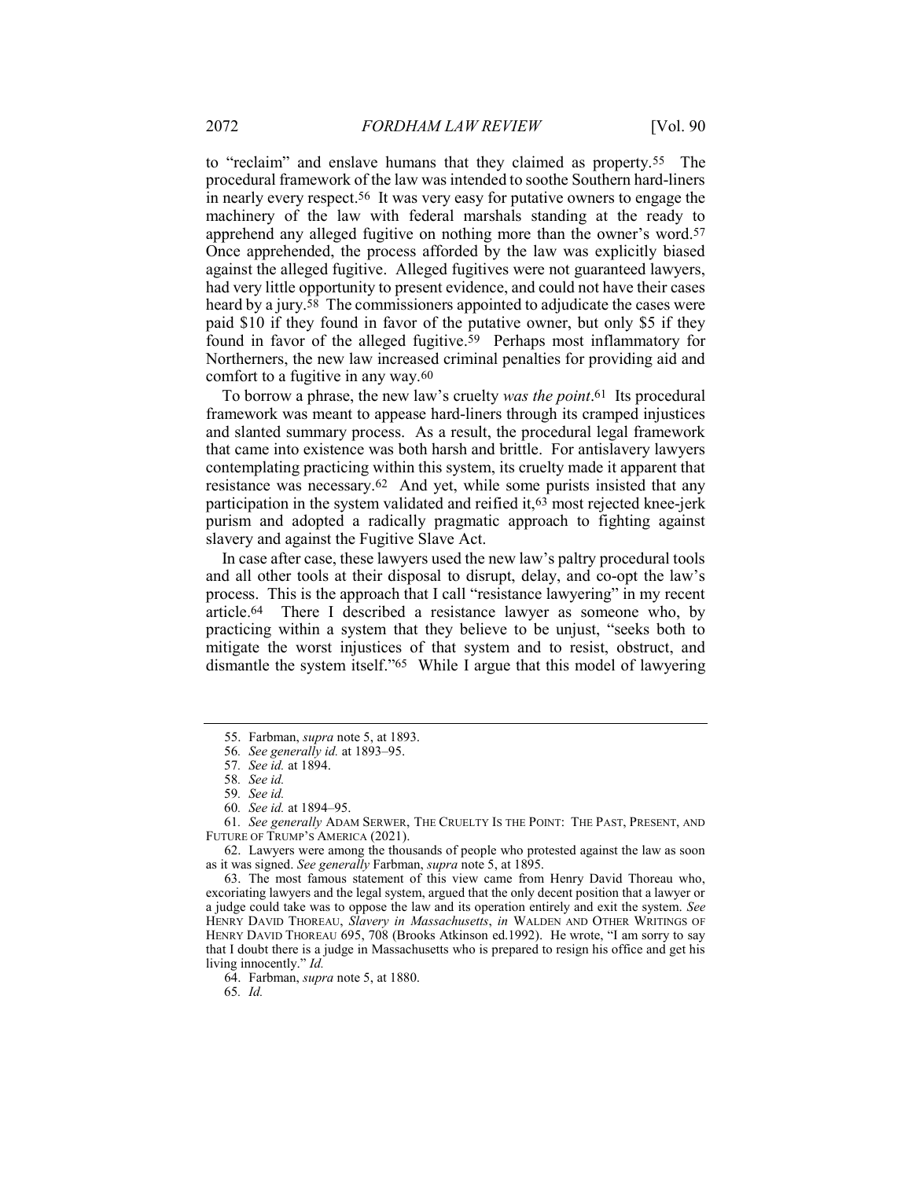to "reclaim" and enslave humans that they claimed as property.[55] The procedural framework of the law was intended to soothe Southern hard-liners in nearly every respect.[56] It was very easy for putative owners to engage the machinery of the law with federal marshals standing at the ready to apprehend any alleged fugitive on nothing more than the owner's word.[57] Once apprehended, the process afforded by the law was explicitly biased against the alleged fugitive. Alleged fugitives were not guaranteed lawyers, had very little opportunity to present evidence, and could not have their cases heard by a jury.[58] The commissioners appointed to adjudicate the cases were paid $10 if they found in favor of the putative owner, but only $5 if they found in favor of the alleged fugitive.[59] Perhaps most inflammatory for Northerners, the new law increased criminal penalties for providing aid and comfort to a fugitive in any way.[60]

To borrow a phrase, the new law's cruelty *was the point*.[61] Its procedural framework was meant to appease hard-liners through its cramped injustices and slanted summary process. As a result, the procedural legal framework that came into existence was both harsh and brittle. For antislavery lawyers contemplating practicing within this system, its cruelty made it apparent that resistance was necessary.[62] And yet, while some purists insisted that any participation in the system validated and reified it,[63] most rejected knee-jerk purism and adopted a radically pragmatic approach to fighting against slavery and against the Fugitive Slave Act.

In case after case, these lawyers used the new law's paltry procedural tools and all other tools at their disposal to disrupt, delay, and co-opt the law's process. This is the approach that I call "resistance lawyering" in my recent article.[64] There I described a resistance lawyer as someone who, by practicing within a system that they believe to be unjust, "seeks both to mitigate the worst injustices of that system and to resist, obstruct, and dismantle the system itself."[65] While I argue that this model of lawyering

---

55. Farbman, *supra* note 5, at 1893.

56. *See generally id.* at 1893–95.

57. *See id.* at 1894.

58. *See id.*

59. *See id.*

60. *See id.* at 1894–95.

61. *See generally* ADAM SERWER, THE CRUELTY IS THE POINT: THE PAST, PRESENT, AND FUTURE OF TRUMP'S AMERICA (2021).

62. Lawyers were among the thousands of people who protested against the law as soon as it was signed. *See generally* Farbman, *supra* note 5, at 1895.

63. The most famous statement of this view came from Henry David Thoreau who, excoriating lawyers and the legal system, argued that the only decent position that a lawyer or a judge could take was to oppose the law and its operation entirely and exit the system. *See* HENRY DAVID THOREAU, *Slavery in Massachusetts*, *in* WALDEN AND OTHER WRITINGS OF HENRY DAVID THOREAU 695, 708 (Brooks Atkinson ed.1992). He wrote, "I am sorry to say that I doubt there is a judge in Massachusetts who is prepared to resign his office and get his living innocently." *Id.*

64. Farbman, *supra* note 5, at 1880.

65. *Id.*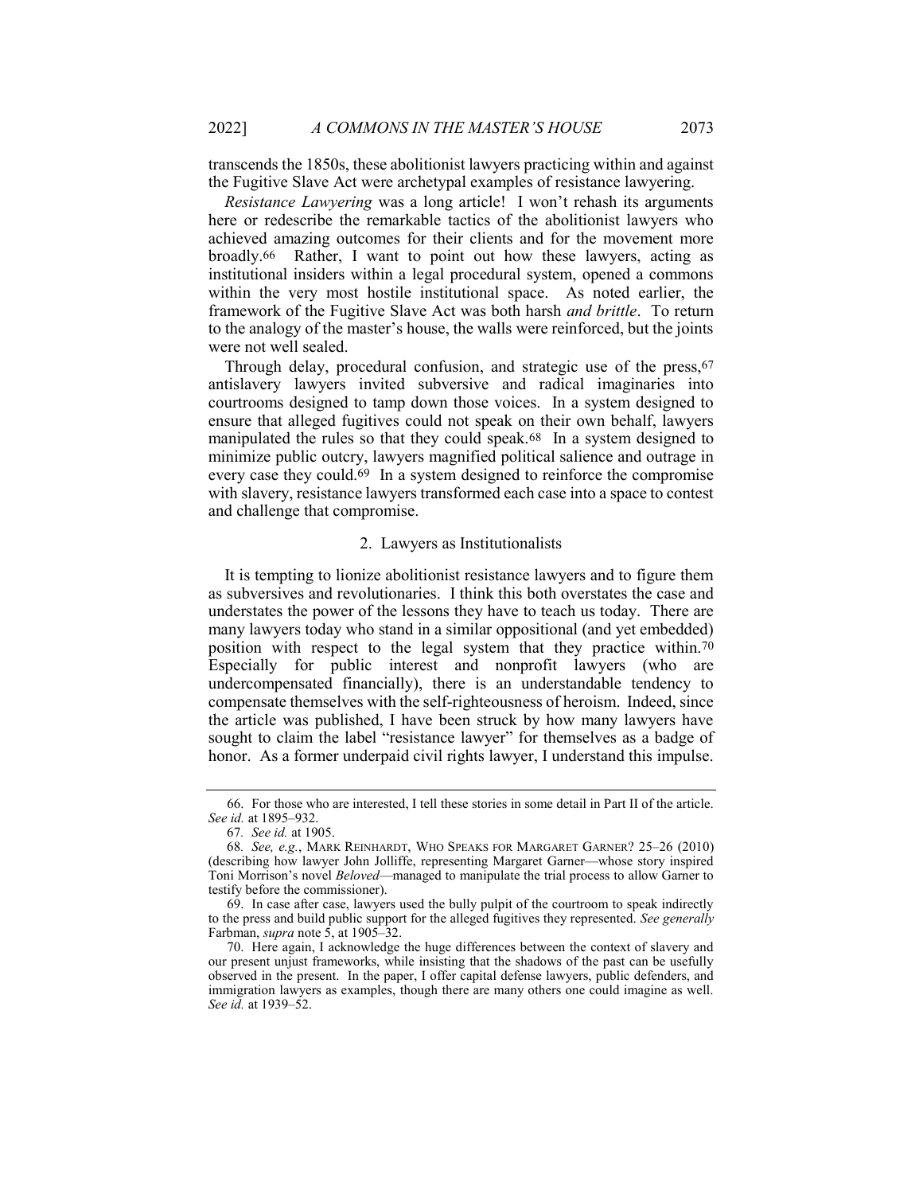transcends the 1850s, these abolitionist lawyers practicing within and against the Fugitive Slave Act were archetypal examples of resistance lawyering.

*Resistance Lawyering* was a long article! I won't rehash its arguments here or redescribe the remarkable tactics of the abolitionist lawyers who achieved amazing outcomes for their clients and for the movement more broadly.[66] Rather, I want to point out how these lawyers, acting as institutional insiders within a legal procedural system, opened a commons within the very most hostile institutional space. As noted earlier, the framework of the Fugitive Slave Act was both harsh *and brittle*. To return to the analogy of the master's house, the walls were reinforced, but the joints were not well sealed.

Through delay, procedural confusion, and strategic use of the press,[67] antislavery lawyers invited subversive and radical imaginaries into courtrooms designed to tamp down those voices. In a system designed to ensure that alleged fugitives could not speak on their own behalf, lawyers manipulated the rules so that they could speak.[68] In a system designed to minimize public outcry, lawyers magnified political salience and outrage in every case they could.[69] In a system designed to reinforce the compromise with slavery, resistance lawyers transformed each case into a space to contest and challenge that compromise.

### 2. Lawyers as Institutionalists

It is tempting to lionize abolitionist resistance lawyers and to figure them as subversives and revolutionaries. I think this both overstates the case and understates the power of the lessons they have to teach us today. There are many lawyers today who stand in a similar oppositional (and yet embedded) position with respect to the legal system that they practice within.[70] Especially for public interest and nonprofit lawyers (who are undercompensated financially), there is an understandable tendency to compensate themselves with the self-righteousness of heroism. Indeed, since the article was published, I have been struck by how many lawyers have sought to claim the label "resistance lawyer" for themselves as a badge of honor. As a former underpaid civil rights lawyer, I understand this impulse.

---

66. For those who are interested, I tell these stories in some detail in Part II of the article. *See id.* at 1895–932.

67. *See id.* at 1905.

68. *See, e.g.*, MARK REINHARDT, WHO SPEAKS FOR MARGARET GARNER? 25–26 (2010) (describing how lawyer John Jolliffe, representing Margaret Garner—whose story inspired Toni Morrison's novel *Beloved*—managed to manipulate the trial process to allow Garner to testify before the commissioner).

69. In case after case, lawyers used the bully pulpit of the courtroom to speak indirectly to the press and build public support for the alleged fugitives they represented. *See generally* Farbman, *supra* note 5, at 1905–32.

70. Here again, I acknowledge the huge differences between the context of slavery and our present unjust frameworks, while insisting that the shadows of the past can be usefully observed in the present. In the paper, I offer capital defense lawyers, public defenders, and immigration lawyers as examples, though there are many others one could imagine as well. *See id.* at 1939–52.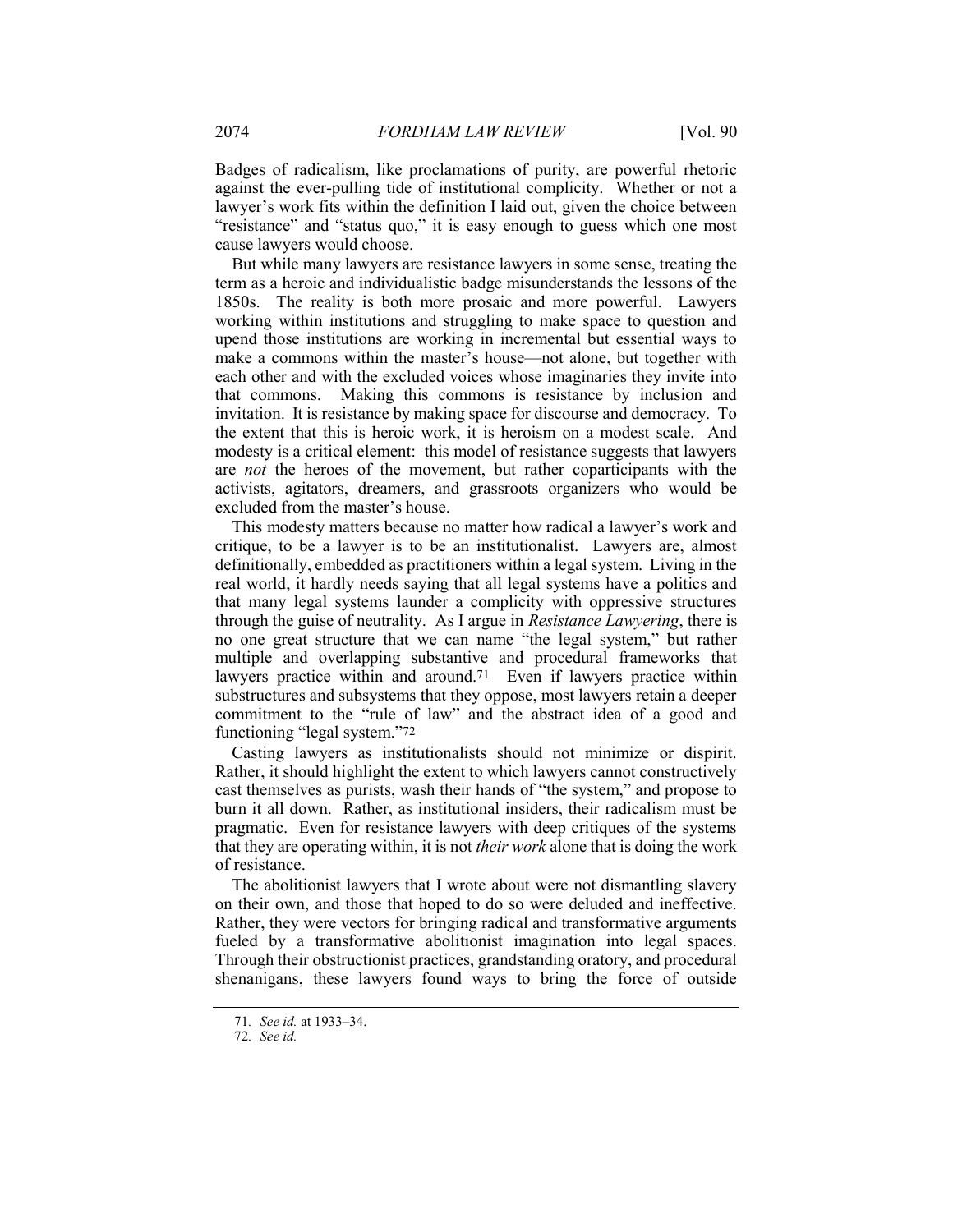Badges of radicalism, like proclamations of purity, are powerful rhetoric against the ever-pulling tide of institutional complicity. Whether or not a lawyer's work fits within the definition I laid out, given the choice between "resistance" and "status quo," it is easy enough to guess which one most cause lawyers would choose.

But while many lawyers are resistance lawyers in some sense, treating the term as a heroic and individualistic badge misunderstands the lessons of the 1850s. The reality is both more prosaic and more powerful. Lawyers working within institutions and struggling to make space to question and upend those institutions are working in incremental but essential ways to make a commons within the master's house—not alone, but together with each other and with the excluded voices whose imaginaries they invite into that commons. Making this commons is resistance by inclusion and invitation. It is resistance by making space for discourse and democracy. To the extent that this is heroic work, it is heroism on a modest scale. And modesty is a critical element: this model of resistance suggests that lawyers are *not* the heroes of the movement, but rather coparticipants with the activists, agitators, dreamers, and grassroots organizers who would be excluded from the master's house.

This modesty matters because no matter how radical a lawyer's work and critique, to be a lawyer is to be an institutionalist. Lawyers are, almost definitionally, embedded as practitioners within a legal system. Living in the real world, it hardly needs saying that all legal systems have a politics and that many legal systems launder a complicity with oppressive structures through the guise of neutrality. As I argue in *Resistance Lawyering*, there is no one great structure that we can name "the legal system," but rather multiple and overlapping substantive and procedural frameworks that lawyers practice within and around.[71] Even if lawyers practice within substructures and subsystems that they oppose, most lawyers retain a deeper commitment to the "rule of law" and the abstract idea of a good and functioning "legal system."[72]

Casting lawyers as institutionalists should not minimize or dispirit. Rather, it should highlight the extent to which lawyers cannot constructively cast themselves as purists, wash their hands of "the system," and propose to burn it all down. Rather, as institutional insiders, their radicalism must be pragmatic. Even for resistance lawyers with deep critiques of the systems that they are operating within, it is not *their work* alone that is doing the work of resistance.

The abolitionist lawyers that I wrote about were not dismantling slavery on their own, and those that hoped to do so were deluded and ineffective. Rather, they were vectors for bringing radical and transformative arguments fueled by a transformative abolitionist imagination into legal spaces. Through their obstructionist practices, grandstanding oratory, and procedural shenanigans, these lawyers found ways to bring the force of outside

---

71. *See id.* at 1933–34.

72. *See id.*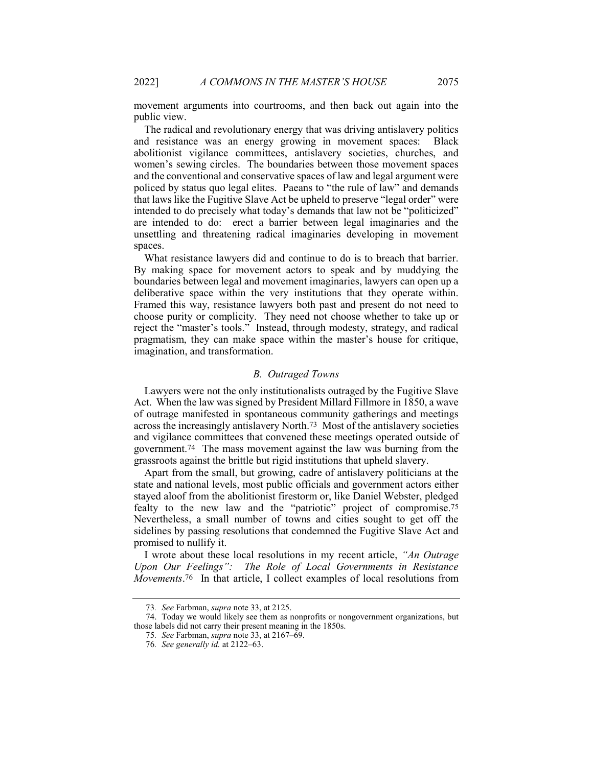movement arguments into courtrooms, and then back out again into the public view.

The radical and revolutionary energy that was driving antislavery politics and resistance was an energy growing in movement spaces: Black abolitionist vigilance committees, antislavery societies, churches, and women's sewing circles. The boundaries between those movement spaces and the conventional and conservative spaces of law and legal argument were policed by status quo legal elites. Paeans to "the rule of law" and demands that laws like the Fugitive Slave Act be upheld to preserve "legal order" were intended to do precisely what today's demands that law not be "politicized" are intended to do: erect a barrier between legal imaginaries and the unsettling and threatening radical imaginaries developing in movement spaces.

What resistance lawyers did and continue to do is to breach that barrier. By making space for movement actors to speak and by muddying the boundaries between legal and movement imaginaries, lawyers can open up a deliberative space within the very institutions that they operate within. Framed this way, resistance lawyers both past and present do not need to choose purity or complicity. They need not choose whether to take up or reject the "master's tools." Instead, through modesty, strategy, and radical pragmatism, they can make space within the master's house for critique, imagination, and transformation.

### *B. Outraged Towns*

Lawyers were not the only institutionalists outraged by the Fugitive Slave Act. When the law was signed by President Millard Fillmore in 1850, a wave of outrage manifested in spontaneous community gatherings and meetings across the increasingly antislavery North.[73] Most of the antislavery societies and vigilance committees that convened these meetings operated outside of government.[74] The mass movement against the law was burning from the grassroots against the brittle but rigid institutions that upheld slavery.

Apart from the small, but growing, cadre of antislavery politicians at the state and national levels, most public officials and government actors either stayed aloof from the abolitionist firestorm or, like Daniel Webster, pledged fealty to the new law and the "patriotic" project of compromise.[75] Nevertheless, a small number of towns and cities sought to get off the sidelines by passing resolutions that condemned the Fugitive Slave Act and promised to nullify it.

I wrote about these local resolutions in my recent article, *"An Outrage Upon Our Feelings": The Role of Local Governments in Resistance Movements*.[76] In that article, I collect examples of local resolutions from

---

73. *See* Farbman, *supra* note 33, at 2125.

74. Today we would likely see them as nonprofits or nongovernment organizations, but those labels did not carry their present meaning in the 1850s.

75. *See* Farbman, *supra* note 33, at 2167–69.

76. *See generally id.* at 2122–63.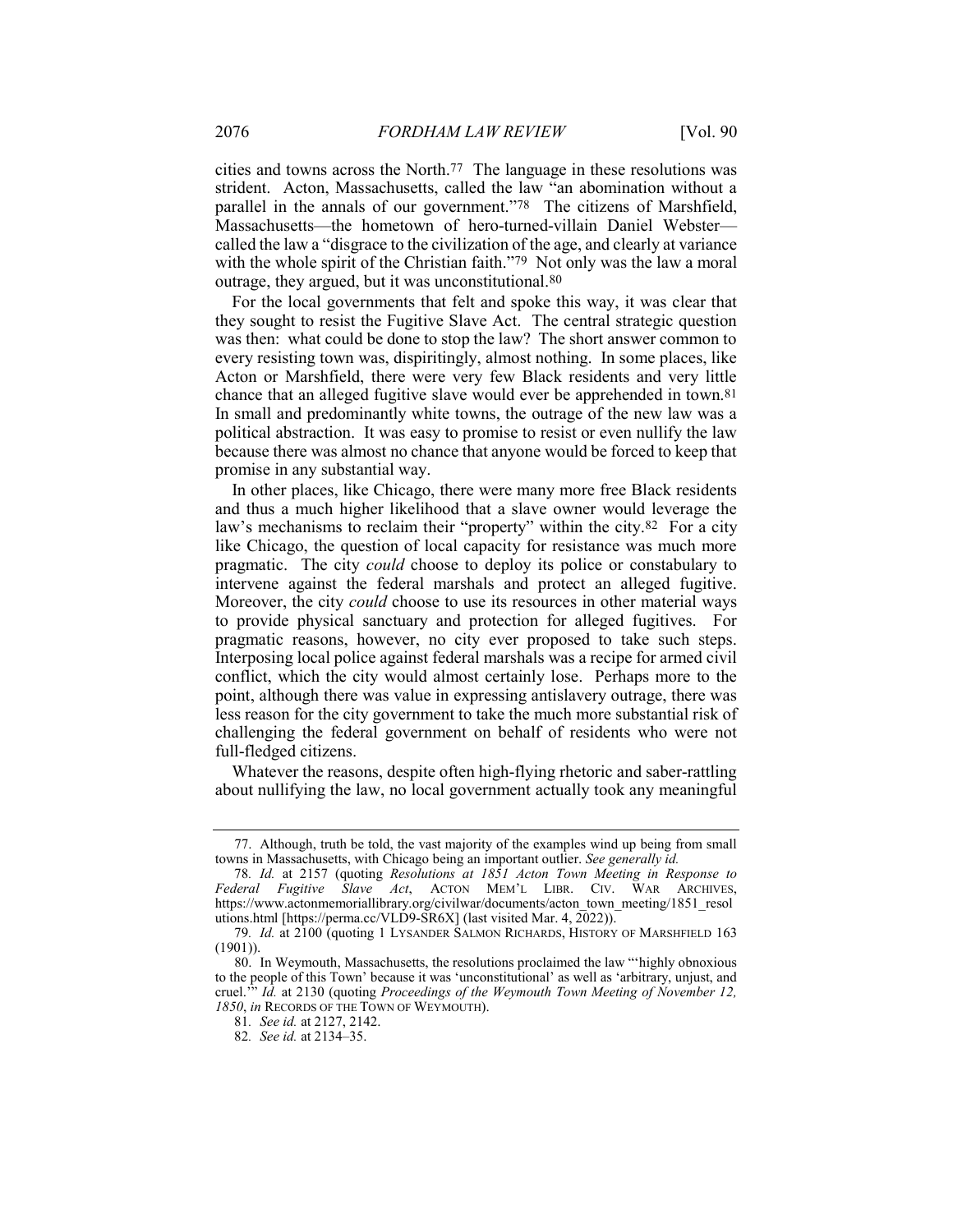cities and towns across the North.[77] The language in these resolutions was strident. Acton, Massachusetts, called the law "an abomination without a parallel in the annals of our government."[78] The citizens of Marshfield, Massachusetts—the hometown of hero-turned-villain Daniel Webster—called the law a "disgrace to the civilization of the age, and clearly at variance with the whole spirit of the Christian faith."[79] Not only was the law a moral outrage, they argued, but it was unconstitutional.[80]

For the local governments that felt and spoke this way, it was clear that they sought to resist the Fugitive Slave Act. The central strategic question was then: what could be done to stop the law? The short answer common to every resisting town was, dispiritingly, almost nothing. In some places, like Acton or Marshfield, there were very few Black residents and very little chance that an alleged fugitive slave would ever be apprehended in town.[81] In small and predominantly white towns, the outrage of the new law was a political abstraction. It was easy to promise to resist or even nullify the law because there was almost no chance that anyone would be forced to keep that promise in any substantial way.

In other places, like Chicago, there were many more free Black residents and thus a much higher likelihood that a slave owner would leverage the law's mechanisms to reclaim their "property" within the city.[82] For a city like Chicago, the question of local capacity for resistance was much more pragmatic. The city *could* choose to deploy its police or constabulary to intervene against the federal marshals and protect an alleged fugitive. Moreover, the city *could* choose to use its resources in other material ways to provide physical sanctuary and protection for alleged fugitives. For pragmatic reasons, however, no city ever proposed to take such steps. Interposing local police against federal marshals was a recipe for armed civil conflict, which the city would almost certainly lose. Perhaps more to the point, although there was value in expressing antislavery outrage, there was less reason for the city government to take the much more substantial risk of challenging the federal government on behalf of residents who were not full-fledged citizens.

Whatever the reasons, despite often high-flying rhetoric and saber-rattling about nullifying the law, no local government actually took any meaningful

---

77. Although, truth be told, the vast majority of the examples wind up being from small towns in Massachusetts, with Chicago being an important outlier. *See generally id.*

78. *Id.* at 2157 (quoting *Resolutions at 1851 Acton Town Meeting in Response to Federal Fugitive Slave Act*, ACTON MEM'L LIBR. CIV. WAR ARCHIVES, https://www.actonmemoriallibrary.org/civilwar/documents/acton_town_meeting/1851_resolutions.html [https://perma.cc/VLD9-SR6X] (last visited Mar. 4, 2022)).

79. *Id.* at 2100 (quoting 1 LYSANDER SALMON RICHARDS, HISTORY OF MARSHFIELD 163 (1901)).

80. In Weymouth, Massachusetts, the resolutions proclaimed the law "'highly obnoxious to the people of this Town' because it was 'unconstitutional' as well as 'arbitrary, unjust, and cruel.'" *Id.* at 2130 (quoting *Proceedings of the Weymouth Town Meeting of November 12, 1850*, *in* RECORDS OF THE TOWN OF WEYMOUTH).

81. *See id.* at 2127, 2142.

82. *See id.* at 2134–35.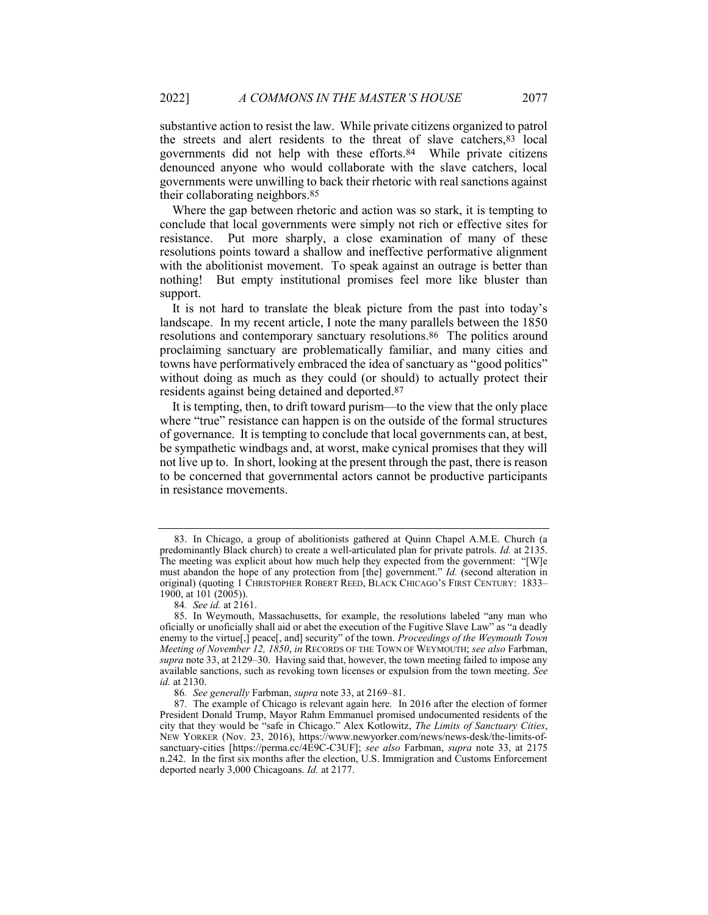substantive action to resist the law. While private citizens organized to patrol the streets and alert residents to the threat of slave catchers,[83] local governments did not help with these efforts.[84] While private citizens denounced anyone who would collaborate with the slave catchers, local governments were unwilling to back their rhetoric with real sanctions against their collaborating neighbors.[85]

Where the gap between rhetoric and action was so stark, it is tempting to conclude that local governments were simply not rich or effective sites for resistance. Put more sharply, a close examination of many of these resolutions points toward a shallow and ineffective performative alignment with the abolitionist movement. To speak against an outrage is better than nothing! But empty institutional promises feel more like bluster than support.

It is not hard to translate the bleak picture from the past into today's landscape. In my recent article, I note the many parallels between the 1850 resolutions and contemporary sanctuary resolutions.[86] The politics around proclaiming sanctuary are problematically familiar, and many cities and towns have performatively embraced the idea of sanctuary as "good politics" without doing as much as they could (or should) to actually protect their residents against being detained and deported.[87]

It is tempting, then, to drift toward purism—to the view that the only place where "true" resistance can happen is on the outside of the formal structures of governance. It is tempting to conclude that local governments can, at best, be sympathetic windbags and, at worst, make cynical promises that they will not live up to. In short, looking at the present through the past, there is reason to be concerned that governmental actors cannot be productive participants in resistance movements.

---

83. In Chicago, a group of abolitionists gathered at Quinn Chapel A.M.E. Church (a predominantly Black church) to create a well-articulated plan for private patrols. *Id.* at 2135. The meeting was explicit about how much help they expected from the government: "[W]e must abandon the hope of any protection from [the] government." *Id.* (second alteration in original) (quoting 1 CHRISTOPHER ROBERT REED, BLACK CHICAGO'S FIRST CENTURY: 1833–1900, at 101 (2005)).

84. *See id.* at 2161.

85. In Weymouth, Massachusetts, for example, the resolutions labeled "any man who oficially or unoficially shall aid or abet the execution of the Fugitive Slave Law" as "a deadly enemy to the virtue[,] peace[, and] security" of the town. *Proceedings of the Weymouth Town Meeting of November 12, 1850*, *in* RECORDS OF THE TOWN OF WEYMOUTH; *see also* Farbman, *supra* note 33, at 2129–30. Having said that, however, the town meeting failed to impose any available sanctions, such as revoking town licenses or expulsion from the town meeting. *See id.* at 2130.

86. *See generally* Farbman, *supra* note 33, at 2169–81.

87. The example of Chicago is relevant again here. In 2016 after the election of former President Donald Trump, Mayor Rahm Emmanuel promised undocumented residents of the city that they would be "safe in Chicago." Alex Kotlowitz, *The Limits of Sanctuary Cities*, NEW YORKER (Nov. 23, 2016), https://www.newyorker.com/news/news-desk/the-limits-of-sanctuary-cities [https://perma.cc/4E9C-C3UF]; *see also* Farbman, *supra* note 33, at 2175 n.242. In the first six months after the election, U.S. Immigration and Customs Enforcement deported nearly 3,000 Chicagoans. *Id.* at 2177.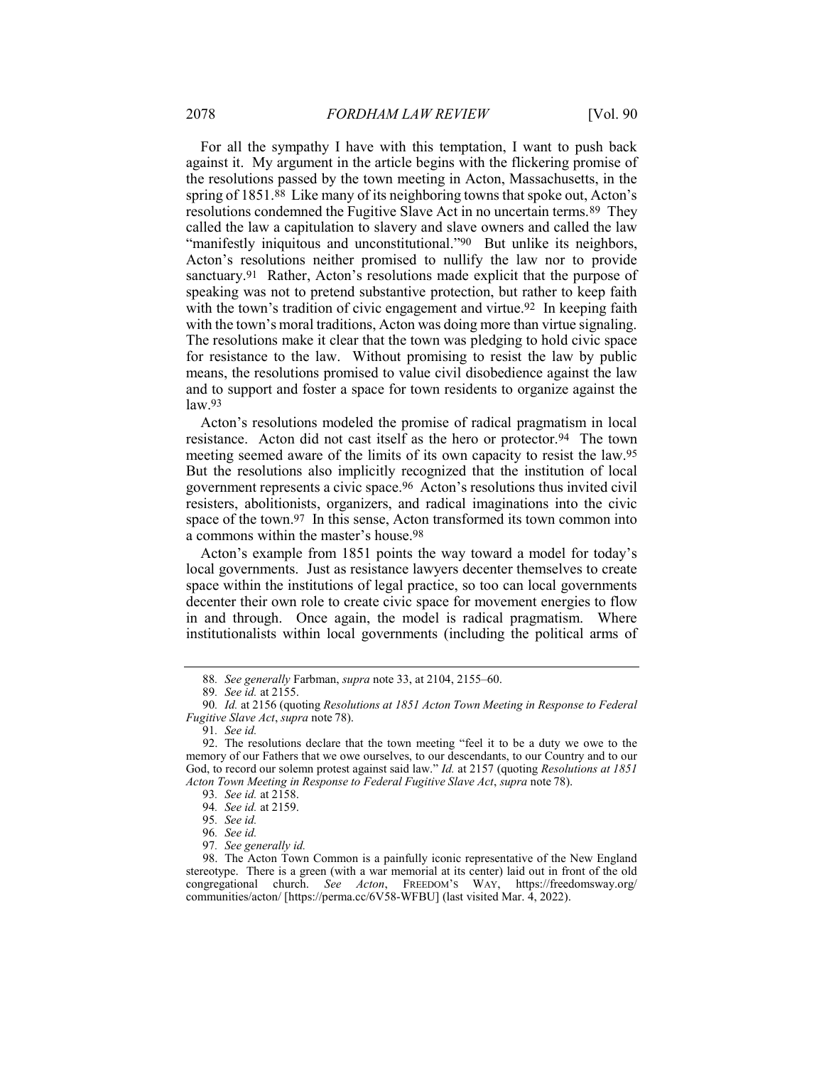For all the sympathy I have with this temptation, I want to push back against it. My argument in the article begins with the flickering promise of the resolutions passed by the town meeting in Acton, Massachusetts, in the spring of 1851.[88] Like many of its neighboring towns that spoke out, Acton's resolutions condemned the Fugitive Slave Act in no uncertain terms.[89] They called the law a capitulation to slavery and slave owners and called the law "manifestly iniquitous and unconstitutional."[90] But unlike its neighbors, Acton's resolutions neither promised to nullify the law nor to provide sanctuary.[91] Rather, Acton's resolutions made explicit that the purpose of speaking was not to pretend substantive protection, but rather to keep faith with the town's tradition of civic engagement and virtue.[92] In keeping faith with the town's moral traditions, Acton was doing more than virtue signaling. The resolutions make it clear that the town was pledging to hold civic space for resistance to the law. Without promising to resist the law by public means, the resolutions promised to value civil disobedience against the law and to support and foster a space for town residents to organize against the law.[93]

Acton's resolutions modeled the promise of radical pragmatism in local resistance. Acton did not cast itself as the hero or protector.[94] The town meeting seemed aware of the limits of its own capacity to resist the law.[95] But the resolutions also implicitly recognized that the institution of local government represents a civic space.[96] Acton's resolutions thus invited civil resisters, abolitionists, organizers, and radical imaginations into the civic space of the town.[97] In this sense, Acton transformed its town common into a commons within the master's house.[98]

Acton's example from 1851 points the way toward a model for today's local governments. Just as resistance lawyers decenter themselves to create space within the institutions of legal practice, so too can local governments decenter their own role to create civic space for movement energies to flow in and through. Once again, the model is radical pragmatism. Where institutionalists within local governments (including the political arms of

---

88. *See generally* Farbman, *supra* note 33, at 2104, 2155–60.

89. *See id.* at 2155.

90. *Id.* at 2156 (quoting *Resolutions at 1851 Acton Town Meeting in Response to Federal Fugitive Slave Act*, *supra* note 78).

91. *See id.*

92. The resolutions declare that the town meeting "feel it to be a duty we owe to the memory of our Fathers that we owe ourselves, to our descendants, to our Country and to our God, to record our solemn protest against said law." *Id.* at 2157 (quoting *Resolutions at 1851 Acton Town Meeting in Response to Federal Fugitive Slave Act*, *supra* note 78).

93. *See id.* at 2158.

94. *See id.* at 2159.

95. *See id.*

96. *See id.*

97. *See generally id.*

98. The Acton Town Common is a painfully iconic representative of the New England stereotype. There is a green (with a war memorial at its center) laid out in front of the old congregational church. *See Acton*, FREEDOM'S WAY, https://freedomsway.org/communities/acton/ [https://perma.cc/6V58-WFBU] (last visited Mar. 4, 2022).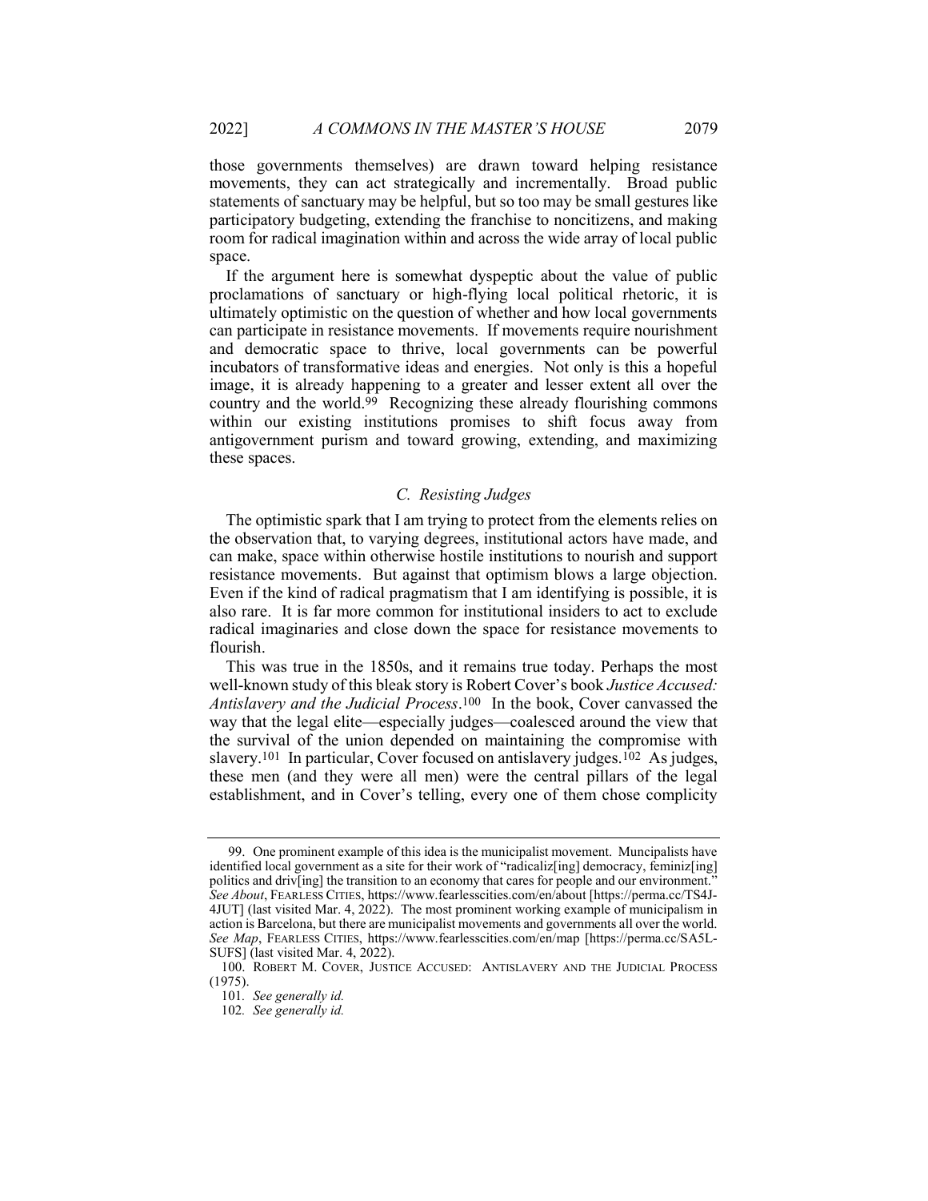those governments themselves) are drawn toward helping resistance movements, they can act strategically and incrementally. Broad public statements of sanctuary may be helpful, but so too may be small gestures like participatory budgeting, extending the franchise to noncitizens, and making room for radical imagination within and across the wide array of local public space.

If the argument here is somewhat dyspeptic about the value of public proclamations of sanctuary or high-flying local political rhetoric, it is ultimately optimistic on the question of whether and how local governments can participate in resistance movements. If movements require nourishment and democratic space to thrive, local governments can be powerful incubators of transformative ideas and energies. Not only is this a hopeful image, it is already happening to a greater and lesser extent all over the country and the world.[99] Recognizing these already flourishing commons within our existing institutions promises to shift focus away from antigovernment purism and toward growing, extending, and maximizing these spaces.

### *C. Resisting Judges*

The optimistic spark that I am trying to protect from the elements relies on the observation that, to varying degrees, institutional actors have made, and can make, space within otherwise hostile institutions to nourish and support resistance movements. But against that optimism blows a large objection. Even if the kind of radical pragmatism that I am identifying is possible, it is also rare. It is far more common for institutional insiders to act to exclude radical imaginaries and close down the space for resistance movements to flourish.

This was true in the 1850s, and it remains true today. Perhaps the most well-known study of this bleak story is Robert Cover's book *Justice Accused: Antislavery and the Judicial Process*.[100] In the book, Cover canvassed the way that the legal elite—especially judges—coalesced around the view that the survival of the union depended on maintaining the compromise with slavery.[101] In particular, Cover focused on antislavery judges.[102] As judges, these men (and they were all men) were the central pillars of the legal establishment, and in Cover's telling, every one of them chose complicity

---

99. One prominent example of this idea is the municipalist movement. Muncipalists have identified local government as a site for their work of "radicaliz[ing] democracy, feminiz[ing] politics and driv[ing] the transition to an economy that cares for people and our environment." *See About*, FEARLESS CITIES, https://www.fearlesscities.com/en/about [https://perma.cc/TS4J-4JUT] (last visited Mar. 4, 2022). The most prominent working example of municipalism in action is Barcelona, but there are municipalist movements and governments all over the world. *See Map*, FEARLESS CITIES, https://www.fearlesscities.com/en/map [https://perma.cc/SA5L-SUFS] (last visited Mar. 4, 2022).

100. ROBERT M. COVER, JUSTICE ACCUSED: ANTISLAVERY AND THE JUDICIAL PROCESS (1975).

101. *See generally id.*

102. *See generally id.*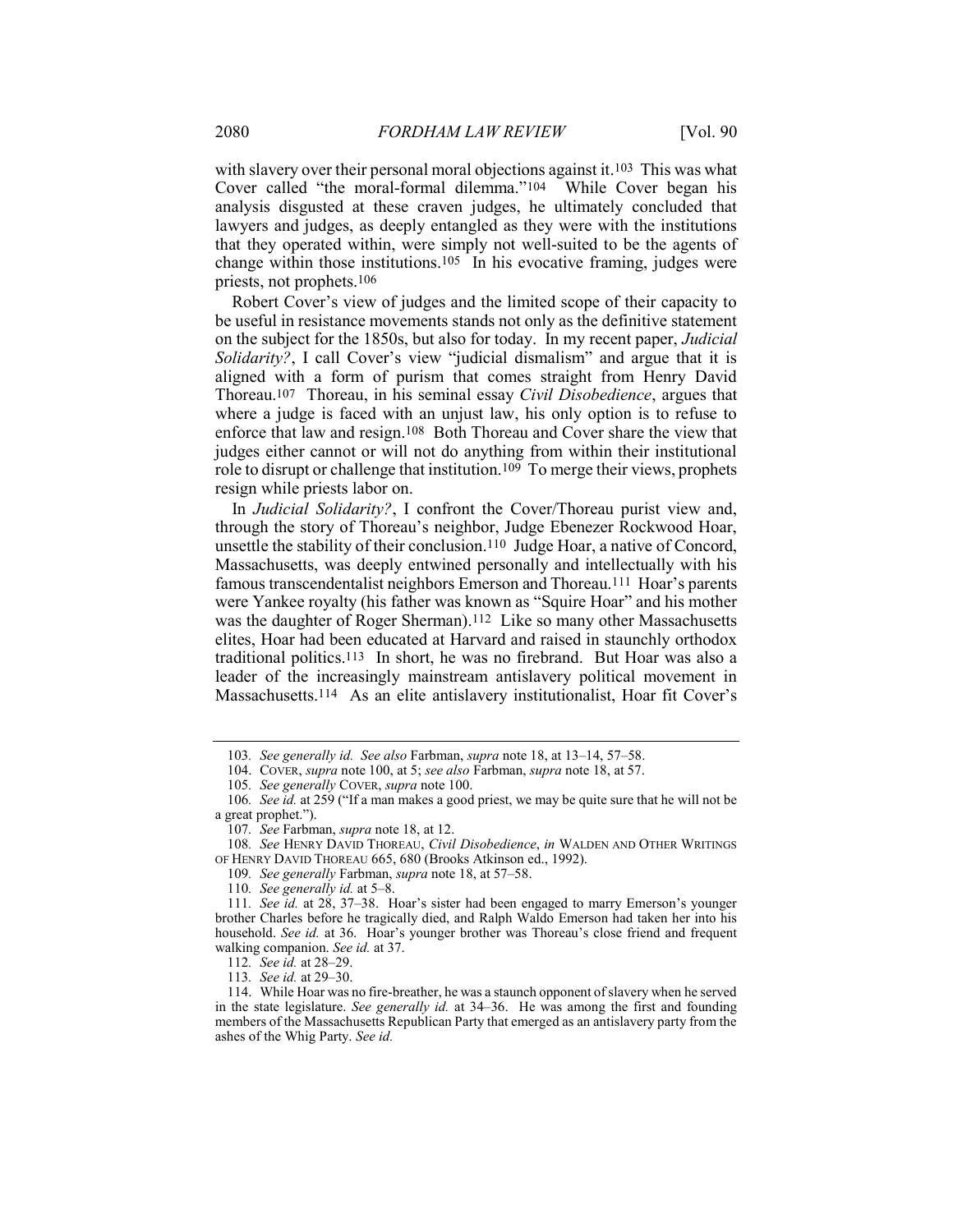with slavery over their personal moral objections against it.[103] This was what Cover called "the moral-formal dilemma."[104] While Cover began his analysis disgusted at these craven judges, he ultimately concluded that lawyers and judges, as deeply entangled as they were with the institutions that they operated within, were simply not well-suited to be the agents of change within those institutions.[105] In his evocative framing, judges were priests, not prophets.[106]

Robert Cover's view of judges and the limited scope of their capacity to be useful in resistance movements stands not only as the definitive statement on the subject for the 1850s, but also for today. In my recent paper, *Judicial Solidarity?*, I call Cover's view "judicial dismalism" and argue that it is aligned with a form of purism that comes straight from Henry David Thoreau.[107] Thoreau, in his seminal essay *Civil Disobedience*, argues that where a judge is faced with an unjust law, his only option is to refuse to enforce that law and resign.[108] Both Thoreau and Cover share the view that judges either cannot or will not do anything from within their institutional role to disrupt or challenge that institution.[109] To merge their views, prophets resign while priests labor on.

In *Judicial Solidarity?*, I confront the Cover/Thoreau purist view and, through the story of Thoreau's neighbor, Judge Ebenezer Rockwood Hoar, unsettle the stability of their conclusion.[110] Judge Hoar, a native of Concord, Massachusetts, was deeply entwined personally and intellectually with his famous transcendentalist neighbors Emerson and Thoreau.[111] Hoar's parents were Yankee royalty (his father was known as "Squire Hoar" and his mother was the daughter of Roger Sherman).[112] Like so many other Massachusetts elites, Hoar had been educated at Harvard and raised in staunchly orthodox traditional politics.[113] In short, he was no firebrand. But Hoar was also a leader of the increasingly mainstream antislavery political movement in Massachusetts.[114] As an elite antislavery institutionalist, Hoar fit Cover's

---

103. *See generally id. See also* Farbman, *supra* note 18, at 13–14, 57–58.

104. COVER, *supra* note 100, at 5; *see also* Farbman, *supra* note 18, at 57.

105. *See generally* COVER, *supra* note 100.

106. *See id.* at 259 ("If a man makes a good priest, we may be quite sure that he will not be a great prophet.").

107. *See* Farbman, *supra* note 18, at 12.

108. *See* HENRY DAVID THOREAU, *Civil Disobedience*, *in* WALDEN AND OTHER WRITINGS OF HENRY DAVID THOREAU 665, 680 (Brooks Atkinson ed., 1992).

109. *See generally* Farbman, *supra* note 18, at 57–58.

110. *See generally id.* at 5–8.

111. *See id.* at 28, 37–38. Hoar's sister had been engaged to marry Emerson's younger brother Charles before he tragically died, and Ralph Waldo Emerson had taken her into his household. *See id.* at 36. Hoar's younger brother was Thoreau's close friend and frequent walking companion. *See id.* at 37.

112. *See id.* at 28–29.

113. *See id.* at 29–30.

114. While Hoar was no fire-breather, he was a staunch opponent of slavery when he served in the state legislature. *See generally id.* at 34–36. He was among the first and founding members of the Massachusetts Republican Party that emerged as an antislavery party from the ashes of the Whig Party. *See id.*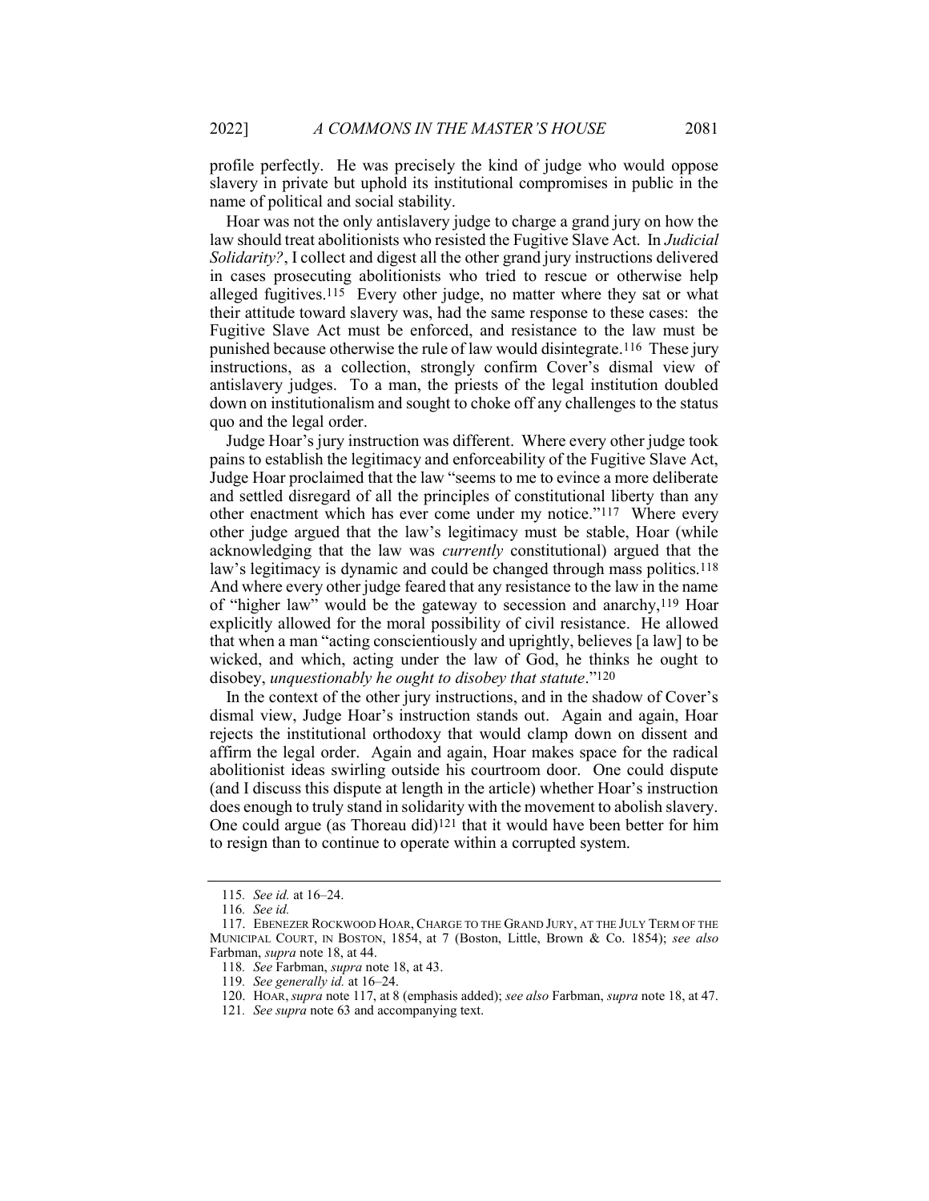profile perfectly. He was precisely the kind of judge who would oppose slavery in private but uphold its institutional compromises in public in the name of political and social stability.

Hoar was not the only antislavery judge to charge a grand jury on how the law should treat abolitionists who resisted the Fugitive Slave Act. In *Judicial Solidarity?*, I collect and digest all the other grand jury instructions delivered in cases prosecuting abolitionists who tried to rescue or otherwise help alleged fugitives.[115] Every other judge, no matter where they sat or what their attitude toward slavery was, had the same response to these cases: the Fugitive Slave Act must be enforced, and resistance to the law must be punished because otherwise the rule of law would disintegrate.[116] These jury instructions, as a collection, strongly confirm Cover's dismal view of antislavery judges. To a man, the priests of the legal institution doubled down on institutionalism and sought to choke off any challenges to the status quo and the legal order.

Judge Hoar's jury instruction was different. Where every other judge took pains to establish the legitimacy and enforceability of the Fugitive Slave Act, Judge Hoar proclaimed that the law "seems to me to evince a more deliberate and settled disregard of all the principles of constitutional liberty than any other enactment which has ever come under my notice."[117] Where every other judge argued that the law's legitimacy must be stable, Hoar (while acknowledging that the law was *currently* constitutional) argued that the law's legitimacy is dynamic and could be changed through mass politics.[118] And where every other judge feared that any resistance to the law in the name of "higher law" would be the gateway to secession and anarchy,[119] Hoar explicitly allowed for the moral possibility of civil resistance. He allowed that when a man "acting conscientiously and uprightly, believes [a law] to be wicked, and which, acting under the law of God, he thinks he ought to disobey, *unquestionably he ought to disobey that statute*."[120]

In the context of the other jury instructions, and in the shadow of Cover's dismal view, Judge Hoar's instruction stands out. Again and again, Hoar rejects the institutional orthodoxy that would clamp down on dissent and affirm the legal order. Again and again, Hoar makes space for the radical abolitionist ideas swirling outside his courtroom door. One could dispute (and I discuss this dispute at length in the article) whether Hoar's instruction does enough to truly stand in solidarity with the movement to abolish slavery. One could argue (as Thoreau did)[121] that it would have been better for him to resign than to continue to operate within a corrupted system.

---

115. *See id.* at 16–24.

116. *See id.*

117. EBENEZER ROCKWOOD HOAR, CHARGE TO THE GRAND JURY, AT THE JULY TERM OF THE MUNICIPAL COURT, IN BOSTON, 1854, at 7 (Boston, Little, Brown & Co. 1854); *see also* Farbman, *supra* note 18, at 44.

118. *See* Farbman, *supra* note 18, at 43.

119. *See generally id.* at 16–24.

120. HOAR, *supra* note 117, at 8 (emphasis added); *see also* Farbman, *supra* note 18, at 47.

121. *See supra* note 63 and accompanying text.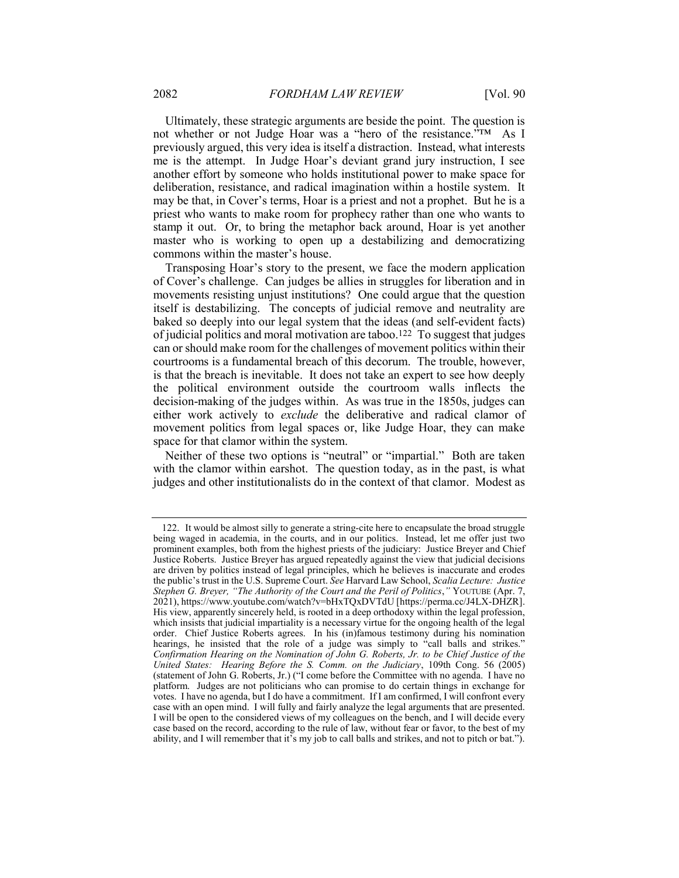Ultimately, these strategic arguments are beside the point. The question is not whether or not Judge Hoar was a "hero of the resistance."™ As I previously argued, this very idea is itself a distraction. Instead, what interests me is the attempt. In Judge Hoar's deviant grand jury instruction, I see another effort by someone who holds institutional power to make space for deliberation, resistance, and radical imagination within a hostile system. It may be that, in Cover's terms, Hoar is a priest and not a prophet. But he is a priest who wants to make room for prophecy rather than one who wants to stamp it out. Or, to bring the metaphor back around, Hoar is yet another master who is working to open up a destabilizing and democratizing commons within the master's house.

Transposing Hoar's story to the present, we face the modern application of Cover's challenge. Can judges be allies in struggles for liberation and in movements resisting unjust institutions? One could argue that the question itself is destabilizing. The concepts of judicial remove and neutrality are baked so deeply into our legal system that the ideas (and self-evident facts) of judicial politics and moral motivation are taboo.[122] To suggest that judges can or should make room for the challenges of movement politics within their courtrooms is a fundamental breach of this decorum. The trouble, however, is that the breach is inevitable. It does not take an expert to see how deeply the political environment outside the courtroom walls inflects the decision-making of the judges within. As was true in the 1850s, judges can either work actively to *exclude* the deliberative and radical clamor of movement politics from legal spaces or, like Judge Hoar, they can make space for that clamor within the system.

Neither of these two options is "neutral" or "impartial." Both are taken with the clamor within earshot. The question today, as in the past, is what judges and other institutionalists do in the context of that clamor. Modest as

---

122. It would be almost silly to generate a string-cite here to encapsulate the broad struggle being waged in academia, in the courts, and in our politics. Instead, let me offer just two prominent examples, both from the highest priests of the judiciary: Justice Breyer and Chief Justice Roberts. Justice Breyer has argued repeatedly against the view that judicial decisions are driven by politics instead of legal principles, which he believes is inaccurate and erodes the public's trust in the U.S. Supreme Court. *See* Harvard Law School, *Scalia Lecture: Justice Stephen G. Breyer, "The Authority of the Court and the Peril of Politics*,*"* YOUTUBE (Apr. 7, 2021), https://www.youtube.com/watch?v=bHxTQxDVTdU [https://perma.cc/J4LX-DHZR]. His view, apparently sincerely held, is rooted in a deep orthodoxy within the legal profession, which insists that judicial impartiality is a necessary virtue for the ongoing health of the legal order. Chief Justice Roberts agrees. In his (in)famous testimony during his nomination hearings, he insisted that the role of a judge was simply to "call balls and strikes." *Confirmation Hearing on the Nomination of John G. Roberts, Jr. to be Chief Justice of the United States: Hearing Before the S. Comm. on the Judiciary*, 109th Cong. 56 (2005) (statement of John G. Roberts, Jr.) ("I come before the Committee with no agenda. I have no platform. Judges are not politicians who can promise to do certain things in exchange for votes. I have no agenda, but I do have a commitment. If I am confirmed, I will confront every case with an open mind. I will fully and fairly analyze the legal arguments that are presented. I will be open to the considered views of my colleagues on the bench, and I will decide every case based on the record, according to the rule of law, without fear or favor, to the best of my ability, and I will remember that it's my job to call balls and strikes, and not to pitch or bat.").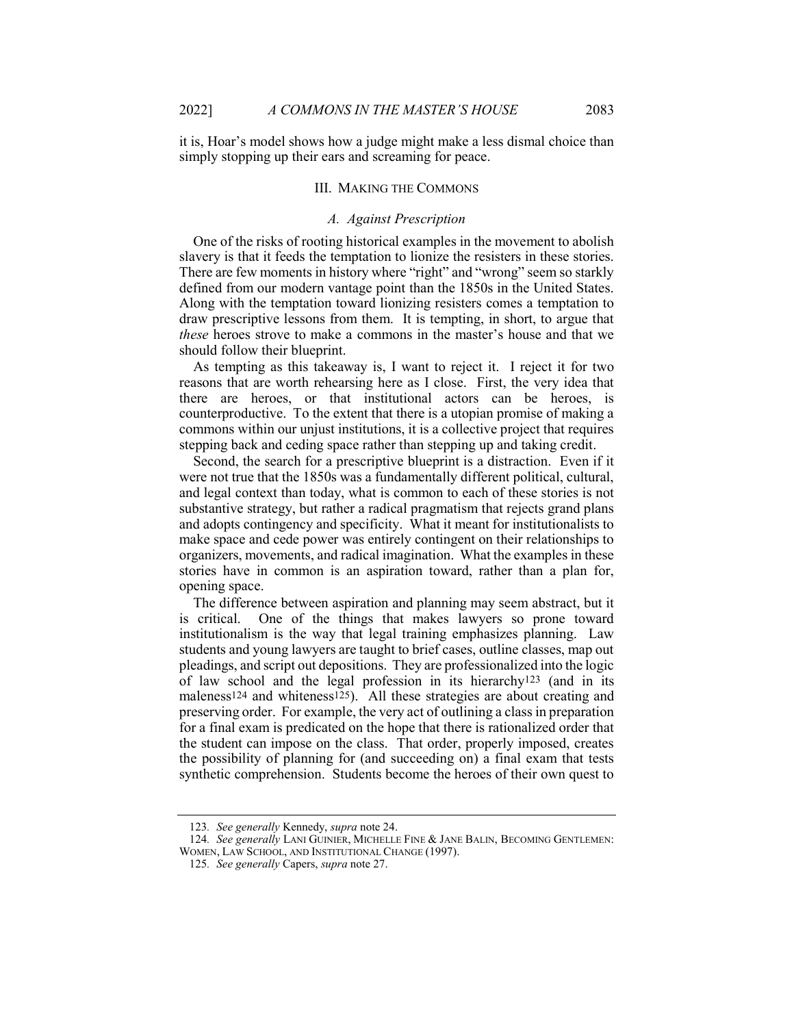it is, Hoar's model shows how a judge might make a less dismal choice than simply stopping up their ears and screaming for peace.

## III. MAKING THE COMMONS

### *A. Against Prescription*

One of the risks of rooting historical examples in the movement to abolish slavery is that it feeds the temptation to lionize the resisters in these stories. There are few moments in history where "right" and "wrong" seem so starkly defined from our modern vantage point than the 1850s in the United States. Along with the temptation toward lionizing resisters comes a temptation to draw prescriptive lessons from them. It is tempting, in short, to argue that *these* heroes strove to make a commons in the master's house and that we should follow their blueprint.

As tempting as this takeaway is, I want to reject it. I reject it for two reasons that are worth rehearsing here as I close. First, the very idea that there are heroes, or that institutional actors can be heroes, is counterproductive. To the extent that there is a utopian promise of making a commons within our unjust institutions, it is a collective project that requires stepping back and ceding space rather than stepping up and taking credit.

Second, the search for a prescriptive blueprint is a distraction. Even if it were not true that the 1850s was a fundamentally different political, cultural, and legal context than today, what is common to each of these stories is not substantive strategy, but rather a radical pragmatism that rejects grand plans and adopts contingency and specificity. What it meant for institutionalists to make space and cede power was entirely contingent on their relationships to organizers, movements, and radical imagination. What the examples in these stories have in common is an aspiration toward, rather than a plan for, opening space.

The difference between aspiration and planning may seem abstract, but it is critical. One of the things that makes lawyers so prone toward institutionalism is the way that legal training emphasizes planning. Law students and young lawyers are taught to brief cases, outline classes, map out pleadings, and script out depositions. They are professionalized into the logic of law school and the legal profession in its hierarchy[123] (and in its maleness[124] and whiteness[125]). All these strategies are about creating and preserving order. For example, the very act of outlining a class in preparation for a final exam is predicated on the hope that there is rationalized order that the student can impose on the class. That order, properly imposed, creates the possibility of planning for (and succeeding on) a final exam that tests synthetic comprehension. Students become the heroes of their own quest to

---

123. *See generally* Kennedy, *supra* note 24.

124. *See generally* LANI GUINIER, MICHELLE FINE & JANE BALIN, BECOMING GENTLEMEN: WOMEN, LAW SCHOOL, AND INSTITUTIONAL CHANGE (1997).

125. *See generally* Capers, *supra* note 27.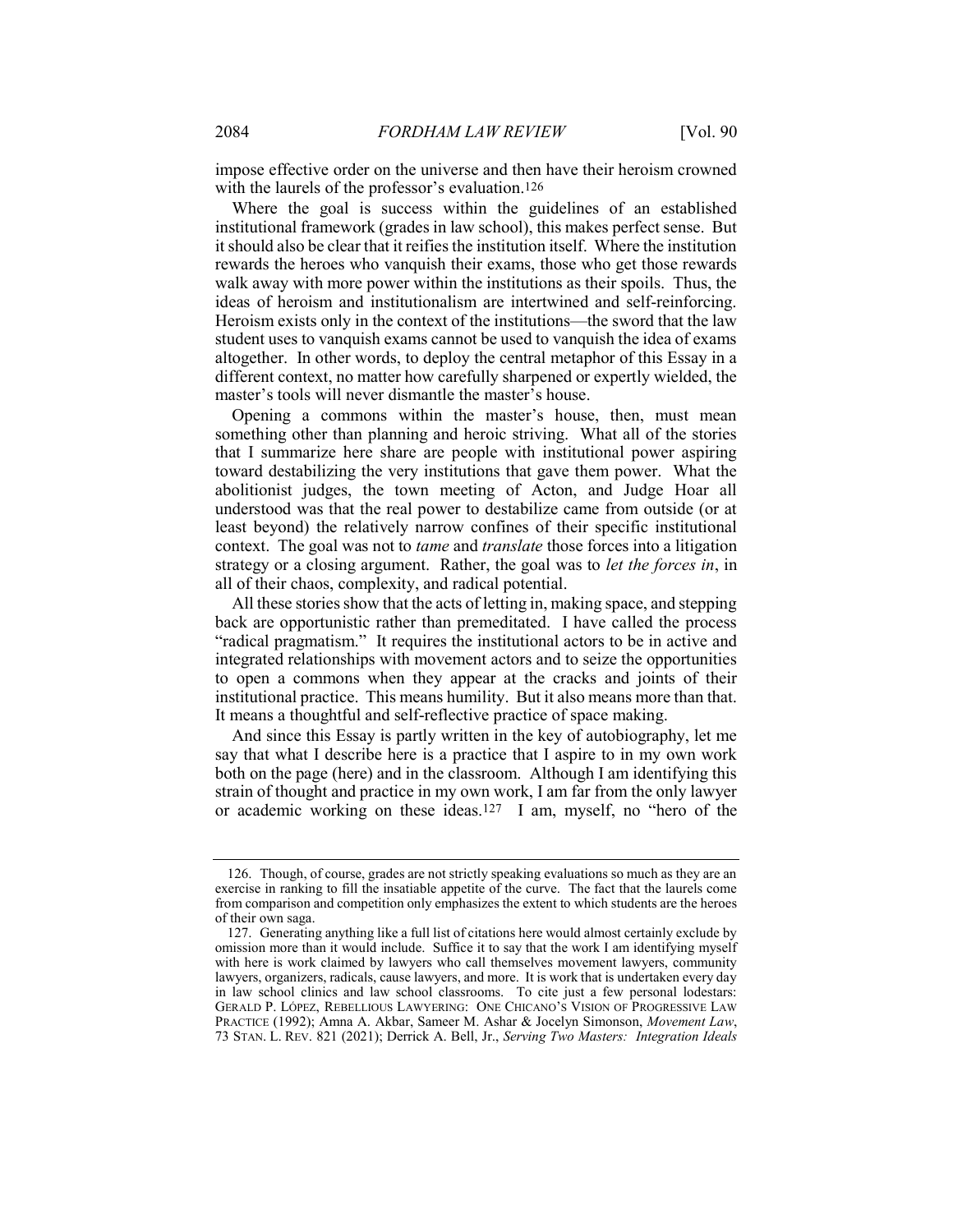impose effective order on the universe and then have their heroism crowned with the laurels of the professor's evaluation.[126]

Where the goal is success within the guidelines of an established institutional framework (grades in law school), this makes perfect sense. But it should also be clear that it reifies the institution itself. Where the institution rewards the heroes who vanquish their exams, those who get those rewards walk away with more power within the institutions as their spoils. Thus, the ideas of heroism and institutionalism are intertwined and self-reinforcing. Heroism exists only in the context of the institutions—the sword that the law student uses to vanquish exams cannot be used to vanquish the idea of exams altogether. In other words, to deploy the central metaphor of this Essay in a different context, no matter how carefully sharpened or expertly wielded, the master's tools will never dismantle the master's house.

Opening a commons within the master's house, then, must mean something other than planning and heroic striving. What all of the stories that I summarize here share are people with institutional power aspiring toward destabilizing the very institutions that gave them power. What the abolitionist judges, the town meeting of Acton, and Judge Hoar all understood was that the real power to destabilize came from outside (or at least beyond) the relatively narrow confines of their specific institutional context. The goal was not to *tame* and *translate* those forces into a litigation strategy or a closing argument. Rather, the goal was to *let the forces in*, in all of their chaos, complexity, and radical potential.

All these stories show that the acts of letting in, making space, and stepping back are opportunistic rather than premeditated. I have called the process "radical pragmatism." It requires the institutional actors to be in active and integrated relationships with movement actors and to seize the opportunities to open a commons when they appear at the cracks and joints of their institutional practice. This means humility. But it also means more than that. It means a thoughtful and self-reflective practice of space making.

And since this Essay is partly written in the key of autobiography, let me say that what I describe here is a practice that I aspire to in my own work both on the page (here) and in the classroom. Although I am identifying this strain of thought and practice in my own work, I am far from the only lawyer or academic working on these ideas.[127] I am, myself, no "hero of the

---

126. Though, of course, grades are not strictly speaking evaluations so much as they are an exercise in ranking to fill the insatiable appetite of the curve. The fact that the laurels come from comparison and competition only emphasizes the extent to which students are the heroes of their own saga.

127. Generating anything like a full list of citations here would almost certainly exclude by omission more than it would include. Suffice it to say that the work I am identifying myself with here is work claimed by lawyers who call themselves movement lawyers, community lawyers, organizers, radicals, cause lawyers, and more. It is work that is undertaken every day in law school clinics and law school classrooms. To cite just a few personal lodestars: GERALD P. LÓPEZ, REBELLIOUS LAWYERING: ONE CHICANO'S VISION OF PROGRESSIVE LAW PRACTICE (1992); Amna A. Akbar, Sameer M. Ashar & Jocelyn Simonson, *Movement Law*, 73 STAN. L. REV. 821 (2021); Derrick A. Bell, Jr., *Serving Two Masters: Integration Ideals*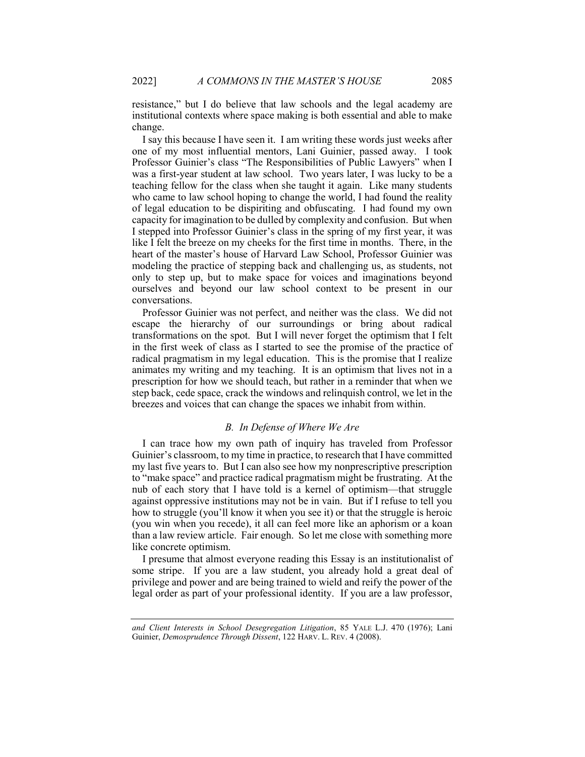resistance," but I do believe that law schools and the legal academy are institutional contexts where space making is both essential and able to make change.

I say this because I have seen it. I am writing these words just weeks after one of my most influential mentors, Lani Guinier, passed away. I took Professor Guinier's class "The Responsibilities of Public Lawyers" when I was a first-year student at law school. Two years later, I was lucky to be a teaching fellow for the class when she taught it again. Like many students who came to law school hoping to change the world, I had found the reality of legal education to be dispiriting and obfuscating. I had found my own capacity for imagination to be dulled by complexity and confusion. But when I stepped into Professor Guinier's class in the spring of my first year, it was like I felt the breeze on my cheeks for the first time in months. There, in the heart of the master's house of Harvard Law School, Professor Guinier was modeling the practice of stepping back and challenging us, as students, not only to step up, but to make space for voices and imaginations beyond ourselves and beyond our law school context to be present in our conversations.

Professor Guinier was not perfect, and neither was the class. We did not escape the hierarchy of our surroundings or bring about radical transformations on the spot. But I will never forget the optimism that I felt in the first week of class as I started to see the promise of the practice of radical pragmatism in my legal education. This is the promise that I realize animates my writing and my teaching. It is an optimism that lives not in a prescription for how we should teach, but rather in a reminder that when we step back, cede space, crack the windows and relinquish control, we let in the breezes and voices that can change the spaces we inhabit from within.

### *B. In Defense of Where We Are*

I can trace how my own path of inquiry has traveled from Professor Guinier's classroom, to my time in practice, to research that I have committed my last five years to. But I can also see how my nonprescriptive prescription to "make space" and practice radical pragmatism might be frustrating. At the nub of each story that I have told is a kernel of optimism—that struggle against oppressive institutions may not be in vain. But if I refuse to tell you how to struggle (you'll know it when you see it) or that the struggle is heroic (you win when you recede), it all can feel more like an aphorism or a koan than a law review article. Fair enough. So let me close with something more like concrete optimism.

I presume that almost everyone reading this Essay is an institutionalist of some stripe. If you are a law student, you already hold a great deal of privilege and power and are being trained to wield and reify the power of the legal order as part of your professional identity. If you are a law professor,

---

*and Client Interests in School Desegregation Litigation*, 85 YALE L.J. 470 (1976); Lani Guinier, *Demosprudence Through Dissent*, 122 HARV. L. REV. 4 (2008).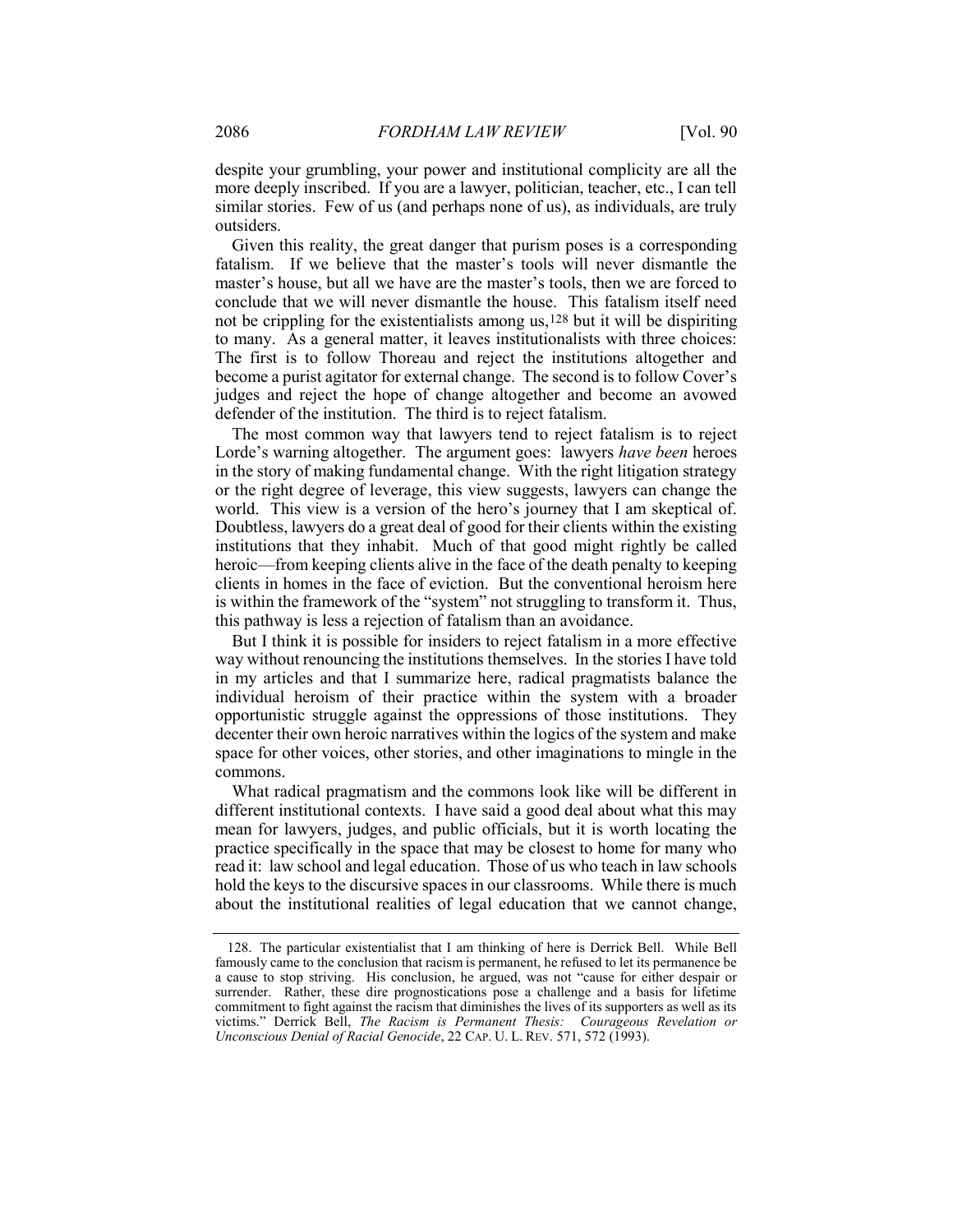despite your grumbling, your power and institutional complicity are all the more deeply inscribed. If you are a lawyer, politician, teacher, etc., I can tell similar stories. Few of us (and perhaps none of us), as individuals, are truly outsiders.

Given this reality, the great danger that purism poses is a corresponding fatalism. If we believe that the master's tools will never dismantle the master's house, but all we have are the master's tools, then we are forced to conclude that we will never dismantle the house. This fatalism itself need not be crippling for the existentialists among us,[128] but it will be dispiriting to many. As a general matter, it leaves institutionalists with three choices: The first is to follow Thoreau and reject the institutions altogether and become a purist agitator for external change. The second is to follow Cover's judges and reject the hope of change altogether and become an avowed defender of the institution. The third is to reject fatalism.

The most common way that lawyers tend to reject fatalism is to reject Lorde's warning altogether. The argument goes: lawyers *have been* heroes in the story of making fundamental change. With the right litigation strategy or the right degree of leverage, this view suggests, lawyers can change the world. This view is a version of the hero's journey that I am skeptical of. Doubtless, lawyers do a great deal of good for their clients within the existing institutions that they inhabit. Much of that good might rightly be called heroic—from keeping clients alive in the face of the death penalty to keeping clients in homes in the face of eviction. But the conventional heroism here is within the framework of the "system" not struggling to transform it. Thus, this pathway is less a rejection of fatalism than an avoidance.

But I think it is possible for insiders to reject fatalism in a more effective way without renouncing the institutions themselves. In the stories I have told in my articles and that I summarize here, radical pragmatists balance the individual heroism of their practice within the system with a broader opportunistic struggle against the oppressions of those institutions. They decenter their own heroic narratives within the logics of the system and make space for other voices, other stories, and other imaginations to mingle in the commons.

What radical pragmatism and the commons look like will be different in different institutional contexts. I have said a good deal about what this may mean for lawyers, judges, and public officials, but it is worth locating the practice specifically in the space that may be closest to home for many who read it: law school and legal education. Those of us who teach in law schools hold the keys to the discursive spaces in our classrooms. While there is much about the institutional realities of legal education that we cannot change,

128. The particular existentialist that I am thinking of here is Derrick Bell. While Bell famously came to the conclusion that racism is permanent, he refused to let its permanence be a cause to stop striving. His conclusion, he argued, was not "cause for either despair or surrender. Rather, these dire prognostications pose a challenge and a basis for lifetime commitment to fight against the racism that diminishes the lives of its supporters as well as its victims." Derrick Bell, *The Racism is Permanent Thesis: Courageous Revelation or Unconscious Denial of Racial Genocide*, 22 CAP. U. L. REV. 571, 572 (1993).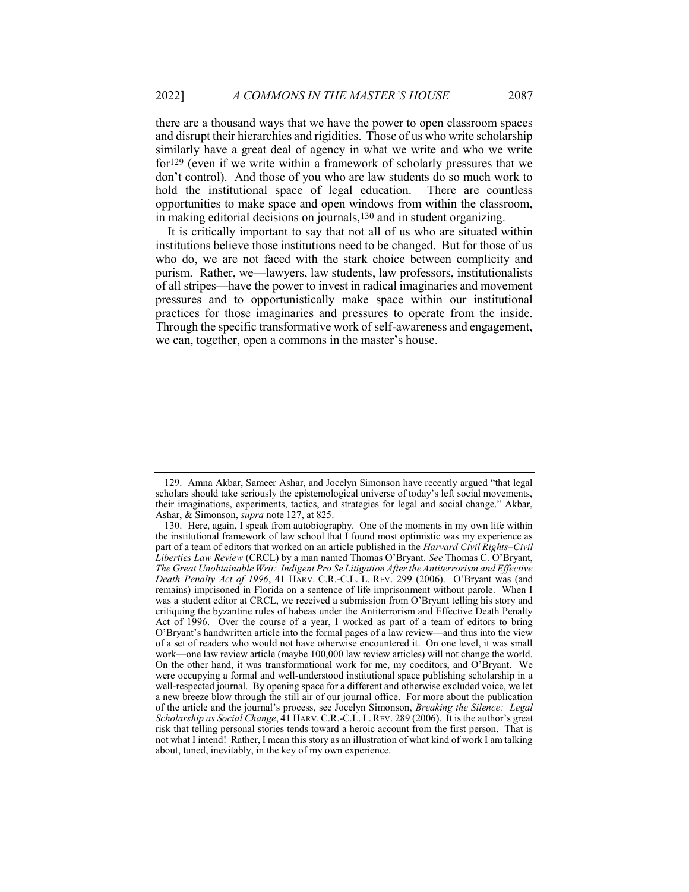there are a thousand ways that we have the power to open classroom spaces and disrupt their hierarchies and rigidities. Those of us who write scholarship similarly have a great deal of agency in what we write and who we write for[129] (even if we write within a framework of scholarly pressures that we don't control). And those of you who are law students do so much work to hold the institutional space of legal education. There are countless opportunities to make space and open windows from within the classroom, in making editorial decisions on journals,[130] and in student organizing.

It is critically important to say that not all of us who are situated within institutions believe those institutions need to be changed. But for those of us who do, we are not faced with the stark choice between complicity and purism. Rather, we—lawyers, law students, law professors, institutionalists of all stripes—have the power to invest in radical imaginaries and movement pressures and to opportunistically make space within our institutional practices for those imaginaries and pressures to operate from the inside. Through the specific transformative work of self-awareness and engagement, we can, together, open a commons in the master's house.

---

129. Amna Akbar, Sameer Ashar, and Jocelyn Simonson have recently argued "that legal scholars should take seriously the epistemological universe of today's left social movements, their imaginations, experiments, tactics, and strategies for legal and social change." Akbar, Ashar, & Simonson, *supra* note 127, at 825.

130. Here, again, I speak from autobiography. One of the moments in my own life within the institutional framework of law school that I found most optimistic was my experience as part of a team of editors that worked on an article published in the *Harvard Civil Rights–Civil Liberties Law Review* (CRCL) by a man named Thomas O'Bryant. *See* Thomas C. O'Bryant, *The Great Unobtainable Writ: Indigent Pro Se Litigation After the Antiterrorism and Effective Death Penalty Act of 1996*, 41 HARV. C.R.-C.L. L. REV. 299 (2006). O'Bryant was (and remains) imprisoned in Florida on a sentence of life imprisonment without parole. When I was a student editor at CRCL, we received a submission from O'Bryant telling his story and critiquing the byzantine rules of habeas under the Antiterrorism and Effective Death Penalty Act of 1996. Over the course of a year, I worked as part of a team of editors to bring O'Bryant's handwritten article into the formal pages of a law review—and thus into the view of a set of readers who would not have otherwise encountered it. On one level, it was small work—one law review article (maybe 100,000 law review articles) will not change the world. On the other hand, it was transformational work for me, my coeditors, and O'Bryant. We were occupying a formal and well-understood institutional space publishing scholarship in a well-respected journal. By opening space for a different and otherwise excluded voice, we let a new breeze blow through the still air of our journal office. For more about the publication of the article and the journal's process, see Jocelyn Simonson, *Breaking the Silence: Legal Scholarship as Social Change*, 41 HARV. C.R.-C.L. L. REV. 289 (2006). It is the author's great risk that telling personal stories tends toward a heroic account from the first person. That is not what I intend! Rather, I mean this story as an illustration of what kind of work I am talking about, tuned, inevitably, in the key of my own experience.